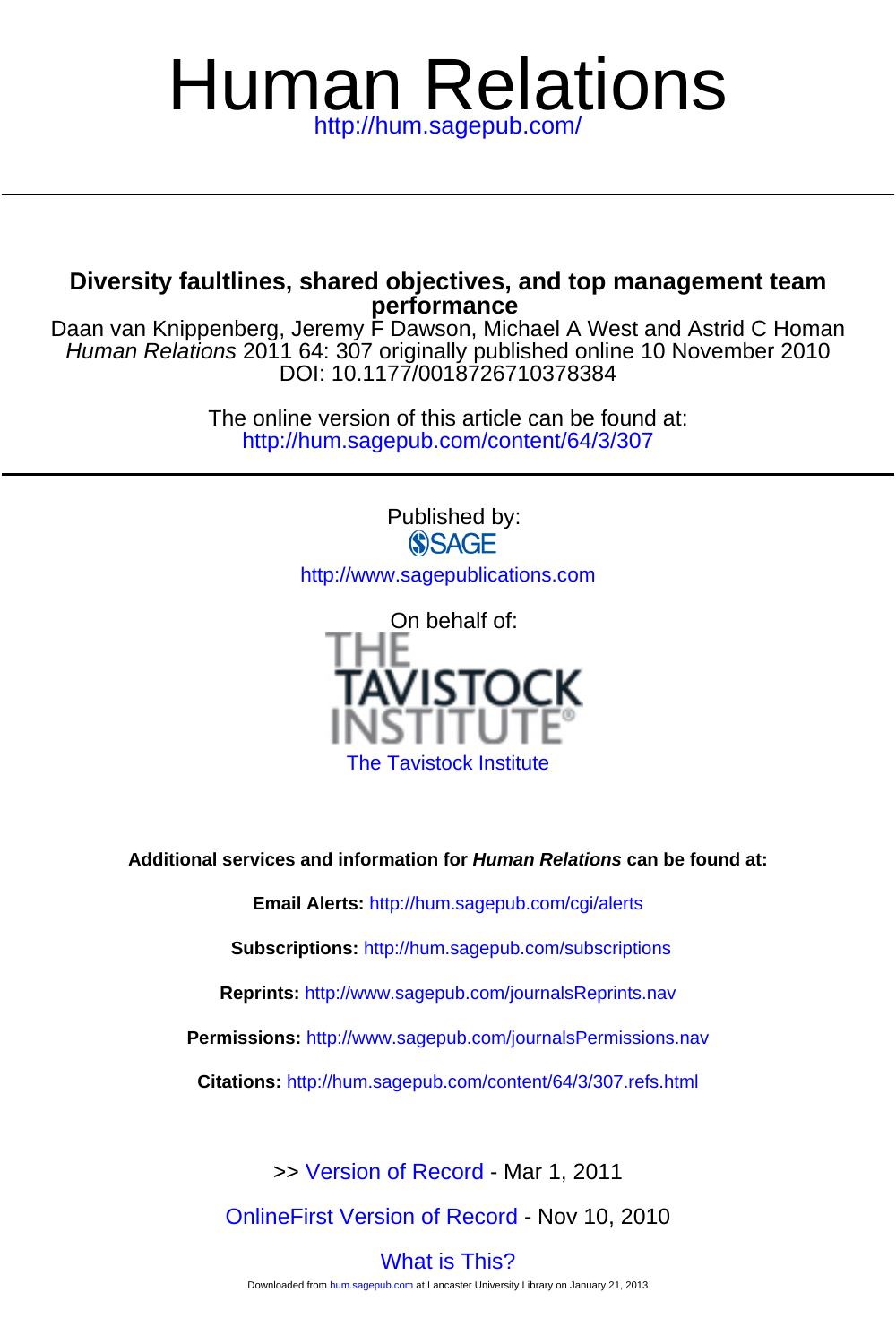# Human Relations

http://hum.sagepub.com/

---

## Diversity faultlines, shared objectives, and top management team performance

Daan van Knippenberg, Jeremy F Dawson, Michael A West and Astrid C Homan
*Human Relations* 2011 64: 307 originally published online 10 November 2010
DOI: 10.1177/0018726710378384

The online version of this article can be found at:
http://hum.sagepub.com/content/64/3/307

---

Published by:

SAGE

http://www.sagepublications.com

On behalf of:

THE TAVISTOCK INSTITUTE

The Tavistock Institute

**Additional services and information for *Human Relations* can be found at:**

**Email Alerts:** http://hum.sagepub.com/cgi/alerts

**Subscriptions:** http://hum.sagepub.com/subscriptions

**Reprints:** http://www.sagepub.com/journalsReprints.nav

**Permissions:** http://www.sagepub.com/journalsPermissions.nav

**Citations:** http://hum.sagepub.com/content/64/3/307.refs.html

>> Version of Record - Mar 1, 2011

OnlineFirst Version of Record - Nov 10, 2010

What is This?

Downloaded from hum.sagepub.com at Lancaster University Library on January 21, 2013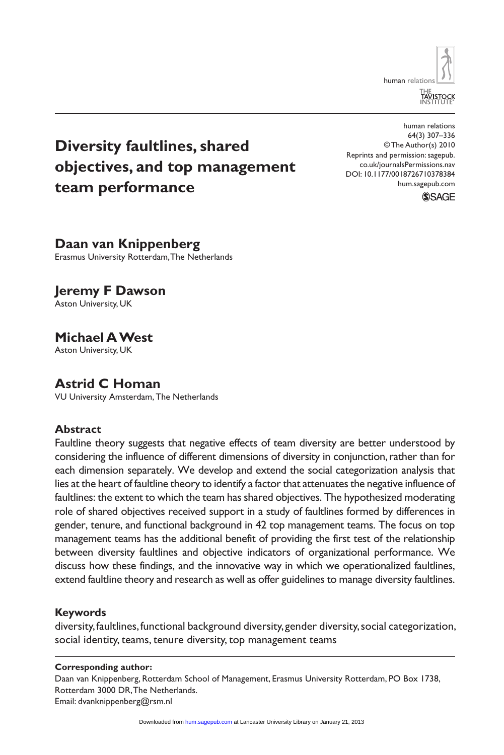# Diversity faultlines, shared objectives, and top management team performance

**Daan van Knippenberg**
Erasmus University Rotterdam, The Netherlands

**Jeremy F Dawson**
Aston University, UK

**Michael A West**
Aston University, UK

**Astrid C Homan**
VU University Amsterdam, The Netherlands

human relations
64(3) 307–336
© The Author(s) 2010
Reprints and permission: sagepub.co.uk/journalsPermissions.nav
DOI: 10.1177/0018726710378384
hum.sagepub.com

### Abstract

Faultline theory suggests that negative effects of team diversity are better understood by considering the influence of different dimensions of diversity in conjunction, rather than for each dimension separately. We develop and extend the social categorization analysis that lies at the heart of faultline theory to identify a factor that attenuates the negative influence of faultlines: the extent to which the team has shared objectives. The hypothesized moderating role of shared objectives received support in a study of faultlines formed by differences in gender, tenure, and functional background in 42 top management teams. The focus on top management teams has the additional benefit of providing the first test of the relationship between diversity faultlines and objective indicators of organizational performance. We discuss how these findings, and the innovative way in which we operationalized faultlines, extend faultline theory and research as well as offer guidelines to manage diversity faultlines.

### Keywords

diversity, faultlines, functional background diversity, gender diversity, social categorization, social identity, teams, tenure diversity, top management teams

**Corresponding author:**
Daan van Knippenberg, Rotterdam School of Management, Erasmus University Rotterdam, PO Box 1738, Rotterdam 3000 DR, The Netherlands.
Email: dvanknippenberg@rsm.nl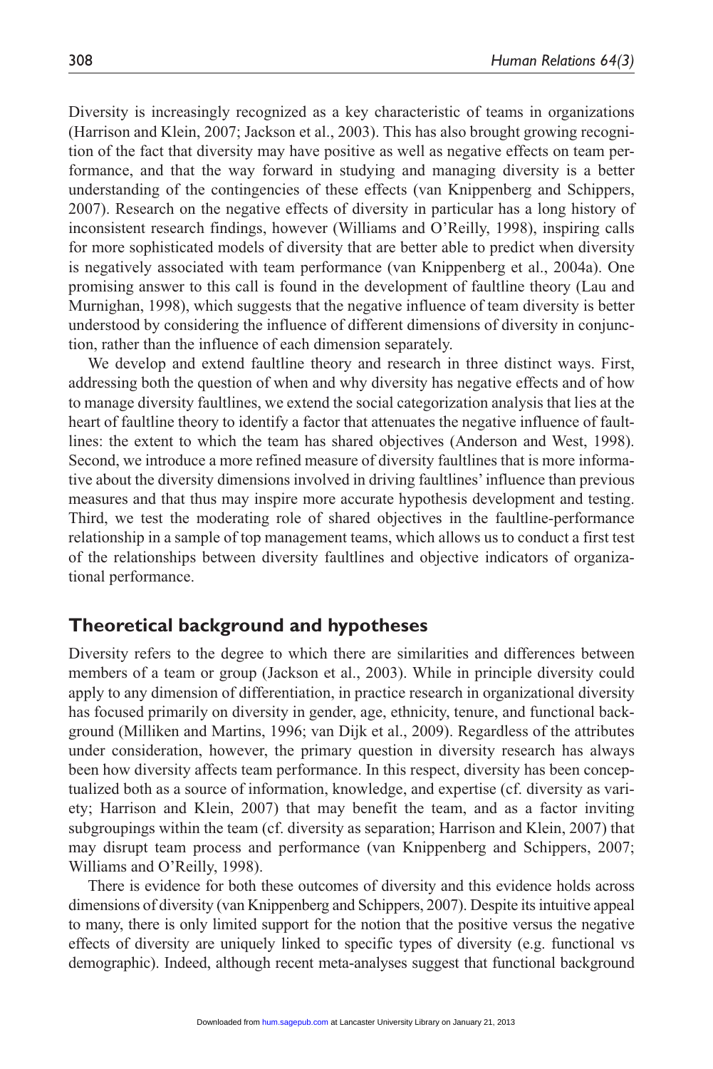Diversity is increasingly recognized as a key characteristic of teams in organizations (Harrison and Klein, 2007; Jackson et al., 2003). This has also brought growing recognition of the fact that diversity may have positive as well as negative effects on team performance, and that the way forward in studying and managing diversity is a better understanding of the contingencies of these effects (van Knippenberg and Schippers, 2007). Research on the negative effects of diversity in particular has a long history of inconsistent research findings, however (Williams and O'Reilly, 1998), inspiring calls for more sophisticated models of diversity that are better able to predict when diversity is negatively associated with team performance (van Knippenberg et al., 2004a). One promising answer to this call is found in the development of faultline theory (Lau and Murnighan, 1998), which suggests that the negative influence of team diversity is better understood by considering the influence of different dimensions of diversity in conjunction, rather than the influence of each dimension separately.

We develop and extend faultline theory and research in three distinct ways. First, addressing both the question of when and why diversity has negative effects and of how to manage diversity faultlines, we extend the social categorization analysis that lies at the heart of faultline theory to identify a factor that attenuates the negative influence of faultlines: the extent to which the team has shared objectives (Anderson and West, 1998). Second, we introduce a more refined measure of diversity faultlines that is more informative about the diversity dimensions involved in driving faultlines' influence than previous measures and that thus may inspire more accurate hypothesis development and testing. Third, we test the moderating role of shared objectives in the faultline-performance relationship in a sample of top management teams, which allows us to conduct a first test of the relationships between diversity faultlines and objective indicators of organizational performance.

## Theoretical background and hypotheses

Diversity refers to the degree to which there are similarities and differences between members of a team or group (Jackson et al., 2003). While in principle diversity could apply to any dimension of differentiation, in practice research in organizational diversity has focused primarily on diversity in gender, age, ethnicity, tenure, and functional background (Milliken and Martins, 1996; van Dijk et al., 2009). Regardless of the attributes under consideration, however, the primary question in diversity research has always been how diversity affects team performance. In this respect, diversity has been conceptualized both as a source of information, knowledge, and expertise (cf. diversity as variety; Harrison and Klein, 2007) that may benefit the team, and as a factor inviting subgroupings within the team (cf. diversity as separation; Harrison and Klein, 2007) that may disrupt team process and performance (van Knippenberg and Schippers, 2007; Williams and O'Reilly, 1998).

There is evidence for both these outcomes of diversity and this evidence holds across dimensions of diversity (van Knippenberg and Schippers, 2007). Despite its intuitive appeal to many, there is only limited support for the notion that the positive versus the negative effects of diversity are uniquely linked to specific types of diversity (e.g. functional vs demographic). Indeed, although recent meta-analyses suggest that functional background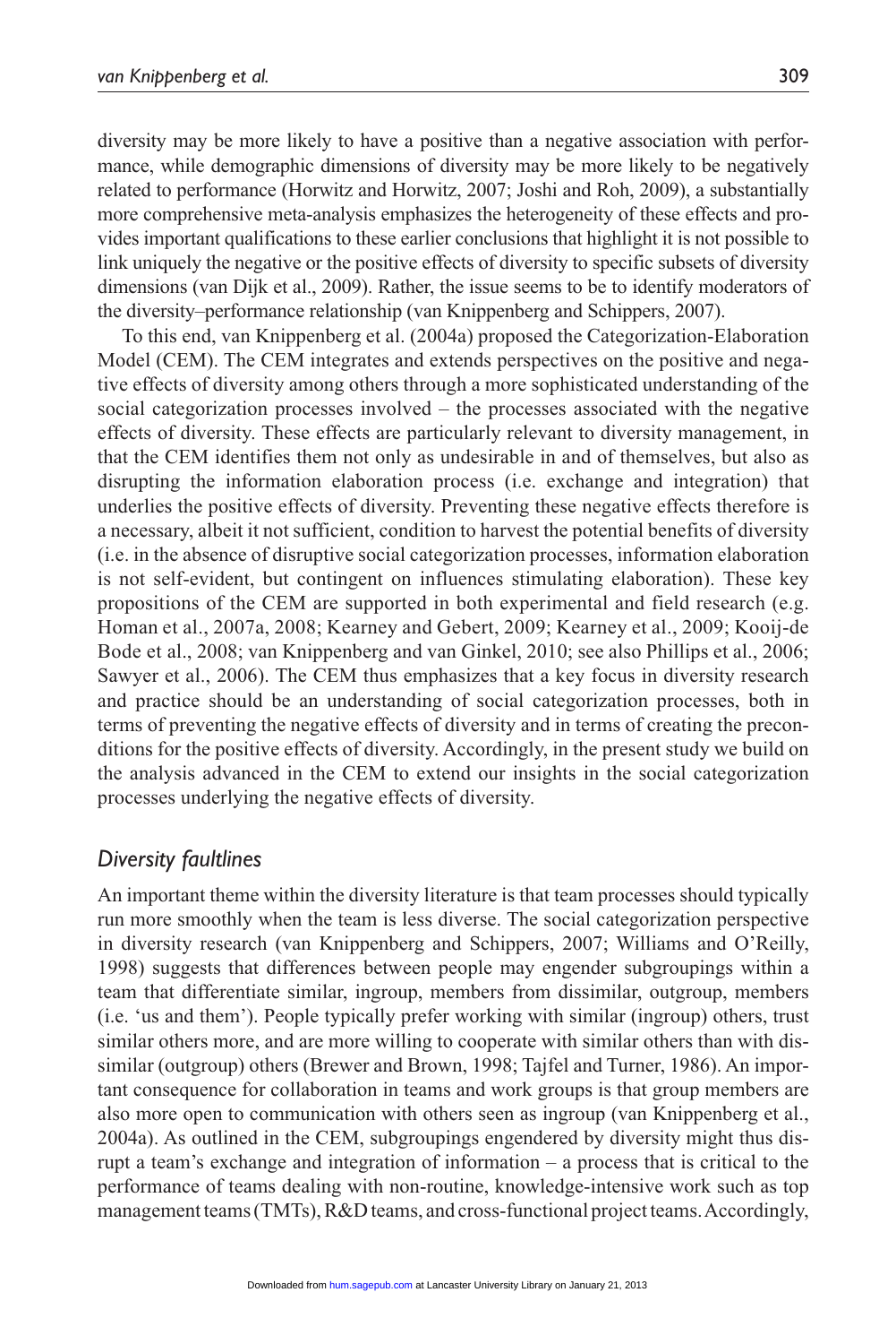diversity may be more likely to have a positive than a negative association with performance, while demographic dimensions of diversity may be more likely to be negatively related to performance (Horwitz and Horwitz, 2007; Joshi and Roh, 2009), a substantially more comprehensive meta-analysis emphasizes the heterogeneity of these effects and provides important qualifications to these earlier conclusions that highlight it is not possible to link uniquely the negative or the positive effects of diversity to specific subsets of diversity dimensions (van Dijk et al., 2009). Rather, the issue seems to be to identify moderators of the diversity–performance relationship (van Knippenberg and Schippers, 2007).

To this end, van Knippenberg et al. (2004a) proposed the Categorization-Elaboration Model (CEM). The CEM integrates and extends perspectives on the positive and negative effects of diversity among others through a more sophisticated understanding of the social categorization processes involved – the processes associated with the negative effects of diversity. These effects are particularly relevant to diversity management, in that the CEM identifies them not only as undesirable in and of themselves, but also as disrupting the information elaboration process (i.e. exchange and integration) that underlies the positive effects of diversity. Preventing these negative effects therefore is a necessary, albeit it not sufficient, condition to harvest the potential benefits of diversity (i.e. in the absence of disruptive social categorization processes, information elaboration is not self-evident, but contingent on influences stimulating elaboration). These key propositions of the CEM are supported in both experimental and field research (e.g. Homan et al., 2007a, 2008; Kearney and Gebert, 2009; Kearney et al., 2009; Kooij-de Bode et al., 2008; van Knippenberg and van Ginkel, 2010; see also Phillips et al., 2006; Sawyer et al., 2006). The CEM thus emphasizes that a key focus in diversity research and practice should be an understanding of social categorization processes, both in terms of preventing the negative effects of diversity and in terms of creating the preconditions for the positive effects of diversity. Accordingly, in the present study we build on the analysis advanced in the CEM to extend our insights in the social categorization processes underlying the negative effects of diversity.

## *Diversity faultlines*

An important theme within the diversity literature is that team processes should typically run more smoothly when the team is less diverse. The social categorization perspective in diversity research (van Knippenberg and Schippers, 2007; Williams and O'Reilly, 1998) suggests that differences between people may engender subgroupings within a team that differentiate similar, ingroup, members from dissimilar, outgroup, members (i.e. 'us and them'). People typically prefer working with similar (ingroup) others, trust similar others more, and are more willing to cooperate with similar others than with dissimilar (outgroup) others (Brewer and Brown, 1998; Tajfel and Turner, 1986). An important consequence for collaboration in teams and work groups is that group members are also more open to communication with others seen as ingroup (van Knippenberg et al., 2004a). As outlined in the CEM, subgroupings engendered by diversity might thus disrupt a team's exchange and integration of information – a process that is critical to the performance of teams dealing with non-routine, knowledge-intensive work such as top management teams (TMTs), R&D teams, and cross-functional project teams. Accordingly,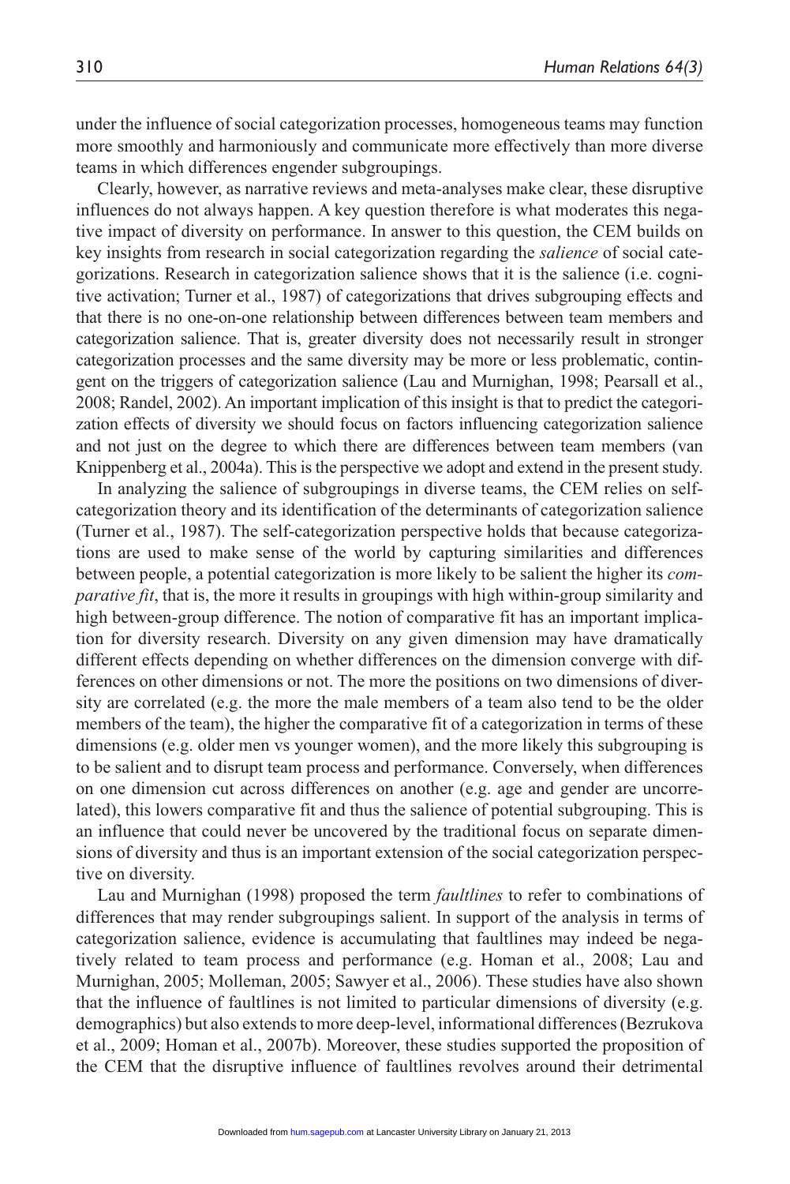under the influence of social categorization processes, homogeneous teams may function more smoothly and harmoniously and communicate more effectively than more diverse teams in which differences engender subgroupings.

Clearly, however, as narrative reviews and meta-analyses make clear, these disruptive influences do not always happen. A key question therefore is what moderates this negative impact of diversity on performance. In answer to this question, the CEM builds on key insights from research in social categorization regarding the *salience* of social categorizations. Research in categorization salience shows that it is the salience (i.e. cognitive activation; Turner et al., 1987) of categorizations that drives subgrouping effects and that there is no one-on-one relationship between differences between team members and categorization salience. That is, greater diversity does not necessarily result in stronger categorization processes and the same diversity may be more or less problematic, contingent on the triggers of categorization salience (Lau and Murnighan, 1998; Pearsall et al., 2008; Randel, 2002). An important implication of this insight is that to predict the categorization effects of diversity we should focus on factors influencing categorization salience and not just on the degree to which there are differences between team members (van Knippenberg et al., 2004a). This is the perspective we adopt and extend in the present study.

In analyzing the salience of subgroupings in diverse teams, the CEM relies on self-categorization theory and its identification of the determinants of categorization salience (Turner et al., 1987). The self-categorization perspective holds that because categorizations are used to make sense of the world by capturing similarities and differences between people, a potential categorization is more likely to be salient the higher its *comparative fit*, that is, the more it results in groupings with high within-group similarity and high between-group difference. The notion of comparative fit has an important implication for diversity research. Diversity on any given dimension may have dramatically different effects depending on whether differences on the dimension converge with differences on other dimensions or not. The more the positions on two dimensions of diversity are correlated (e.g. the more the male members of a team also tend to be the older members of the team), the higher the comparative fit of a categorization in terms of these dimensions (e.g. older men vs younger women), and the more likely this subgrouping is to be salient and to disrupt team process and performance. Conversely, when differences on one dimension cut across differences on another (e.g. age and gender are uncorrelated), this lowers comparative fit and thus the salience of potential subgrouping. This is an influence that could never be uncovered by the traditional focus on separate dimensions of diversity and thus is an important extension of the social categorization perspective on diversity.

Lau and Murnighan (1998) proposed the term *faultlines* to refer to combinations of differences that may render subgroupings salient. In support of the analysis in terms of categorization salience, evidence is accumulating that faultlines may indeed be negatively related to team process and performance (e.g. Homan et al., 2008; Lau and Murnighan, 2005; Molleman, 2005; Sawyer et al., 2006). These studies have also shown that the influence of faultlines is not limited to particular dimensions of diversity (e.g. demographics) but also extends to more deep-level, informational differences (Bezrukova et al., 2009; Homan et al., 2007b). Moreover, these studies supported the proposition of the CEM that the disruptive influence of faultlines revolves around their detrimental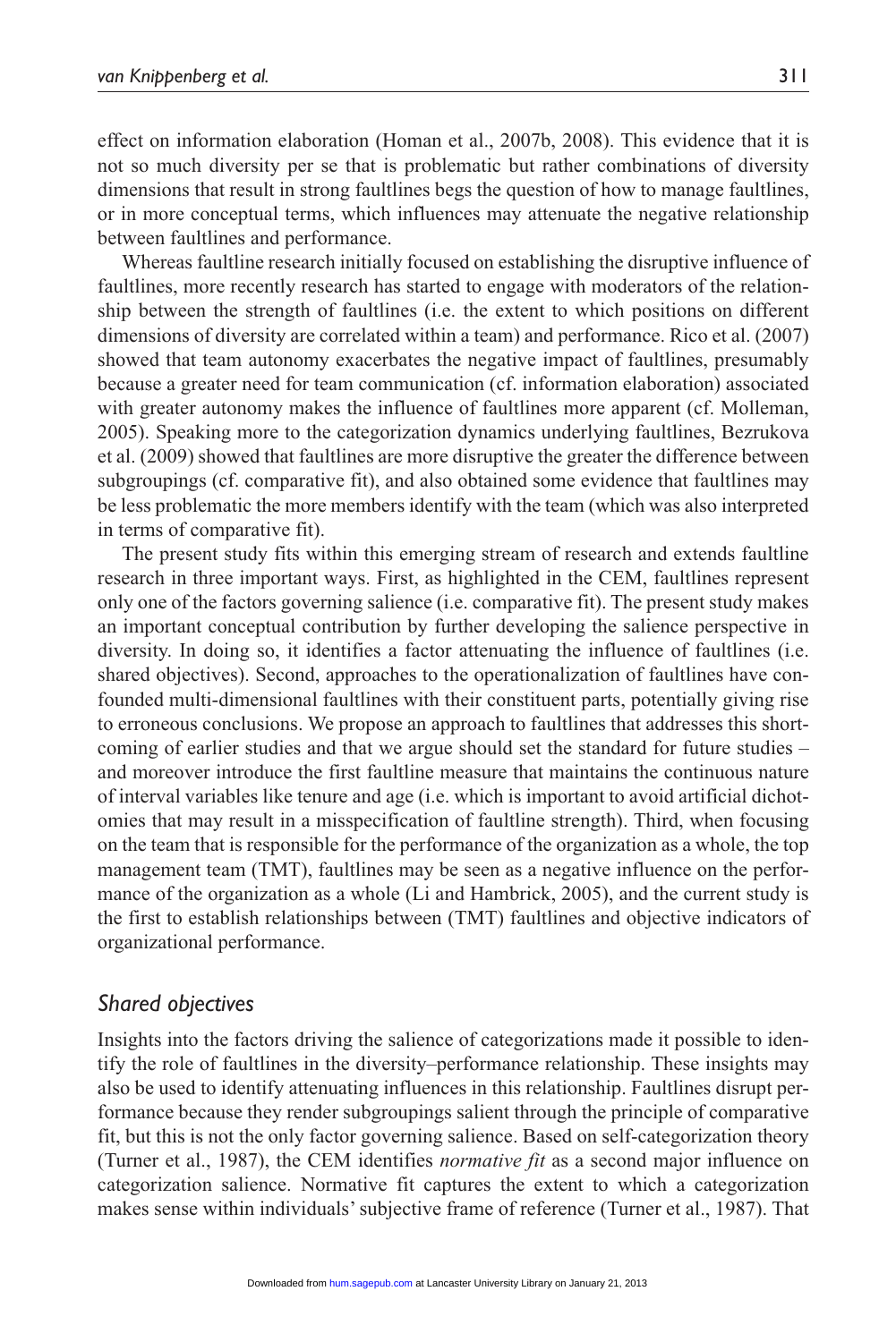effect on information elaboration (Homan et al., 2007b, 2008). This evidence that it is not so much diversity per se that is problematic but rather combinations of diversity dimensions that result in strong faultlines begs the question of how to manage faultlines, or in more conceptual terms, which influences may attenuate the negative relationship between faultlines and performance.

Whereas faultline research initially focused on establishing the disruptive influence of faultlines, more recently research has started to engage with moderators of the relationship between the strength of faultlines (i.e. the extent to which positions on different dimensions of diversity are correlated within a team) and performance. Rico et al. (2007) showed that team autonomy exacerbates the negative impact of faultlines, presumably because a greater need for team communication (cf. information elaboration) associated with greater autonomy makes the influence of faultlines more apparent (cf. Molleman, 2005). Speaking more to the categorization dynamics underlying faultlines, Bezrukova et al. (2009) showed that faultlines are more disruptive the greater the difference between subgroupings (cf. comparative fit), and also obtained some evidence that faultlines may be less problematic the more members identify with the team (which was also interpreted in terms of comparative fit).

The present study fits within this emerging stream of research and extends faultline research in three important ways. First, as highlighted in the CEM, faultlines represent only one of the factors governing salience (i.e. comparative fit). The present study makes an important conceptual contribution by further developing the salience perspective in diversity. In doing so, it identifies a factor attenuating the influence of faultlines (i.e. shared objectives). Second, approaches to the operationalization of faultlines have confounded multi-dimensional faultlines with their constituent parts, potentially giving rise to erroneous conclusions. We propose an approach to faultlines that addresses this shortcoming of earlier studies and that we argue should set the standard for future studies – and moreover introduce the first faultline measure that maintains the continuous nature of interval variables like tenure and age (i.e. which is important to avoid artificial dichotomies that may result in a misspecification of faultline strength). Third, when focusing on the team that is responsible for the performance of the organization as a whole, the top management team (TMT), faultlines may be seen as a negative influence on the performance of the organization as a whole (Li and Hambrick, 2005), and the current study is the first to establish relationships between (TMT) faultlines and objective indicators of organizational performance.

### *Shared objectives*

Insights into the factors driving the salience of categorizations made it possible to identify the role of faultlines in the diversity–performance relationship. These insights may also be used to identify attenuating influences in this relationship. Faultlines disrupt performance because they render subgroupings salient through the principle of comparative fit, but this is not the only factor governing salience. Based on self-categorization theory (Turner et al., 1987), the CEM identifies *normative fit* as a second major influence on categorization salience. Normative fit captures the extent to which a categorization makes sense within individuals' subjective frame of reference (Turner et al., 1987). That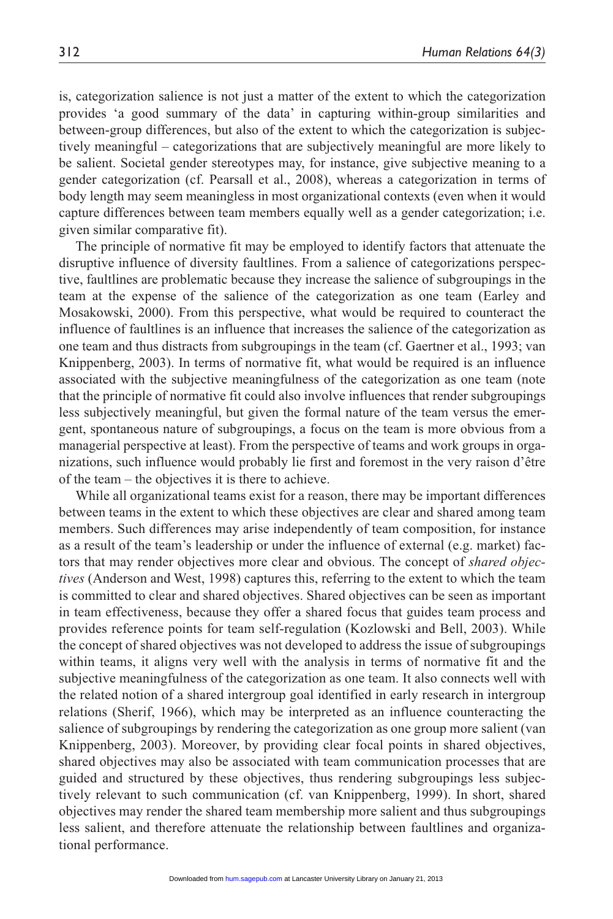is, categorization salience is not just a matter of the extent to which the categorization provides 'a good summary of the data' in capturing within-group similarities and between-group differences, but also of the extent to which the categorization is subjectively meaningful – categorizations that are subjectively meaningful are more likely to be salient. Societal gender stereotypes may, for instance, give subjective meaning to a gender categorization (cf. Pearsall et al., 2008), whereas a categorization in terms of body length may seem meaningless in most organizational contexts (even when it would capture differences between team members equally well as a gender categorization; i.e. given similar comparative fit).

The principle of normative fit may be employed to identify factors that attenuate the disruptive influence of diversity faultlines. From a salience of categorizations perspective, faultlines are problematic because they increase the salience of subgroupings in the team at the expense of the salience of the categorization as one team (Earley and Mosakowski, 2000). From this perspective, what would be required to counteract the influence of faultlines is an influence that increases the salience of the categorization as one team and thus distracts from subgroupings in the team (cf. Gaertner et al., 1993; van Knippenberg, 2003). In terms of normative fit, what would be required is an influence associated with the subjective meaningfulness of the categorization as one team (note that the principle of normative fit could also involve influences that render subgroupings less subjectively meaningful, but given the formal nature of the team versus the emergent, spontaneous nature of subgroupings, a focus on the team is more obvious from a managerial perspective at least). From the perspective of teams and work groups in organizations, such influence would probably lie first and foremost in the very raison d'être of the team – the objectives it is there to achieve.

While all organizational teams exist for a reason, there may be important differences between teams in the extent to which these objectives are clear and shared among team members. Such differences may arise independently of team composition, for instance as a result of the team's leadership or under the influence of external (e.g. market) factors that may render objectives more clear and obvious. The concept of *shared objectives* (Anderson and West, 1998) captures this, referring to the extent to which the team is committed to clear and shared objectives. Shared objectives can be seen as important in team effectiveness, because they offer a shared focus that guides team process and provides reference points for team self-regulation (Kozlowski and Bell, 2003). While the concept of shared objectives was not developed to address the issue of subgroupings within teams, it aligns very well with the analysis in terms of normative fit and the subjective meaningfulness of the categorization as one team. It also connects well with the related notion of a shared intergroup goal identified in early research in intergroup relations (Sherif, 1966), which may be interpreted as an influence counteracting the salience of subgroupings by rendering the categorization as one group more salient (van Knippenberg, 2003). Moreover, by providing clear focal points in shared objectives, shared objectives may also be associated with team communication processes that are guided and structured by these objectives, thus rendering subgroupings less subjectively relevant to such communication (cf. van Knippenberg, 1999). In short, shared objectives may render the shared team membership more salient and thus subgroupings less salient, and therefore attenuate the relationship between faultlines and organizational performance.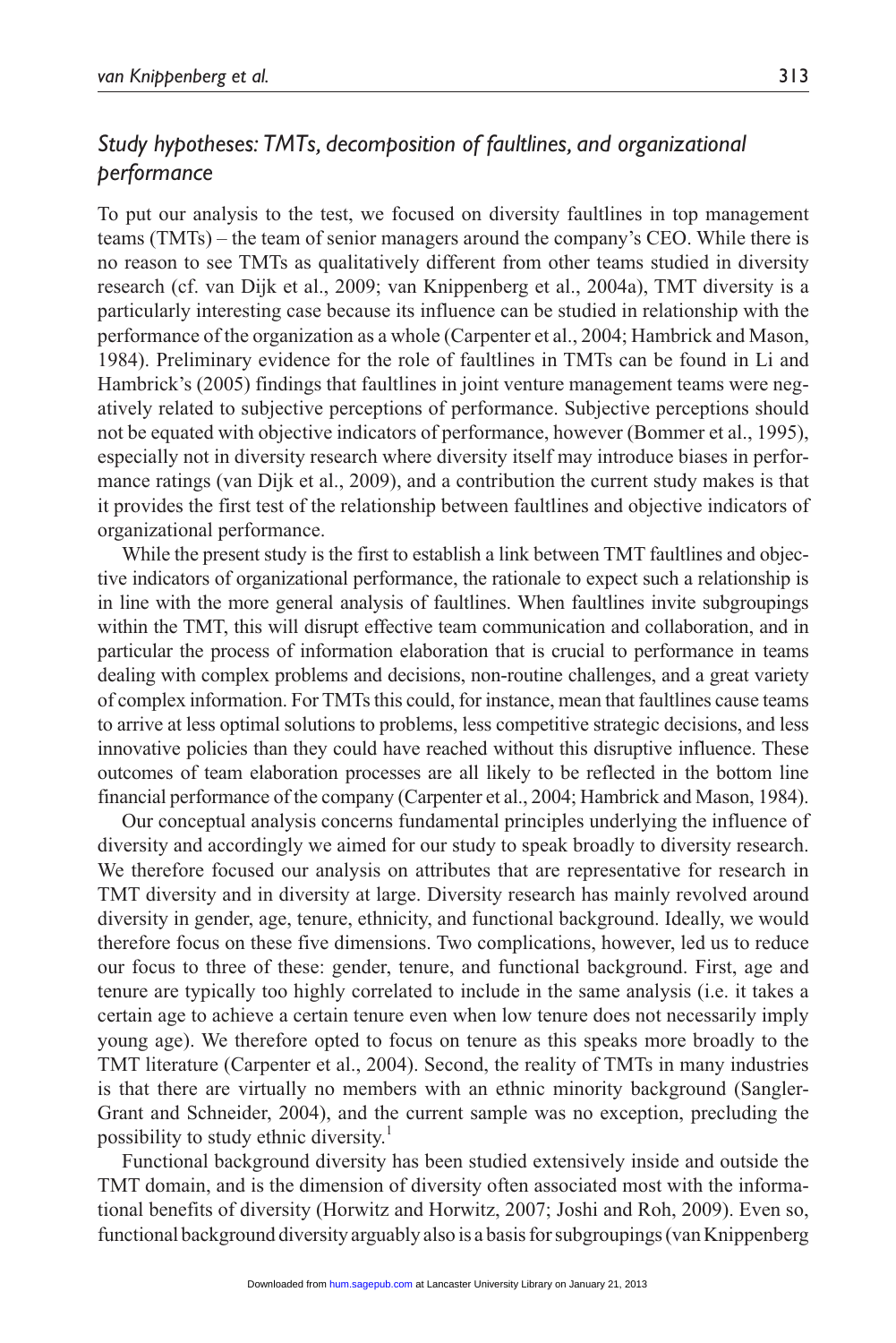### *Study hypotheses: TMTs, decomposition of faultlines, and organizational performance*

To put our analysis to the test, we focused on diversity faultlines in top management teams (TMTs) – the team of senior managers around the company's CEO. While there is no reason to see TMTs as qualitatively different from other teams studied in diversity research (cf. van Dijk et al., 2009; van Knippenberg et al., 2004a), TMT diversity is a particularly interesting case because its influence can be studied in relationship with the performance of the organization as a whole (Carpenter et al., 2004; Hambrick and Mason, 1984). Preliminary evidence for the role of faultlines in TMTs can be found in Li and Hambrick's (2005) findings that faultlines in joint venture management teams were negatively related to subjective perceptions of performance. Subjective perceptions should not be equated with objective indicators of performance, however (Bommer et al., 1995), especially not in diversity research where diversity itself may introduce biases in performance ratings (van Dijk et al., 2009), and a contribution the current study makes is that it provides the first test of the relationship between faultlines and objective indicators of organizational performance.

While the present study is the first to establish a link between TMT faultlines and objective indicators of organizational performance, the rationale to expect such a relationship is in line with the more general analysis of faultlines. When faultlines invite subgroupings within the TMT, this will disrupt effective team communication and collaboration, and in particular the process of information elaboration that is crucial to performance in teams dealing with complex problems and decisions, non-routine challenges, and a great variety of complex information. For TMTs this could, for instance, mean that faultlines cause teams to arrive at less optimal solutions to problems, less competitive strategic decisions, and less innovative policies than they could have reached without this disruptive influence. These outcomes of team elaboration processes are all likely to be reflected in the bottom line financial performance of the company (Carpenter et al., 2004; Hambrick and Mason, 1984).

Our conceptual analysis concerns fundamental principles underlying the influence of diversity and accordingly we aimed for our study to speak broadly to diversity research. We therefore focused our analysis on attributes that are representative for research in TMT diversity and in diversity at large. Diversity research has mainly revolved around diversity in gender, age, tenure, ethnicity, and functional background. Ideally, we would therefore focus on these five dimensions. Two complications, however, led us to reduce our focus to three of these: gender, tenure, and functional background. First, age and tenure are typically too highly correlated to include in the same analysis (i.e. it takes a certain age to achieve a certain tenure even when low tenure does not necessarily imply young age). We therefore opted to focus on tenure as this speaks more broadly to the TMT literature (Carpenter et al., 2004). Second, the reality of TMTs in many industries is that there are virtually no members with an ethnic minority background (Sangler-Grant and Schneider, 2004), and the current sample was no exception, precluding the possibility to study ethnic diversity.[1]

Functional background diversity has been studied extensively inside and outside the TMT domain, and is the dimension of diversity often associated most with the informational benefits of diversity (Horwitz and Horwitz, 2007; Joshi and Roh, 2009). Even so, functional background diversity arguably also is a basis for subgroupings (van Knippenberg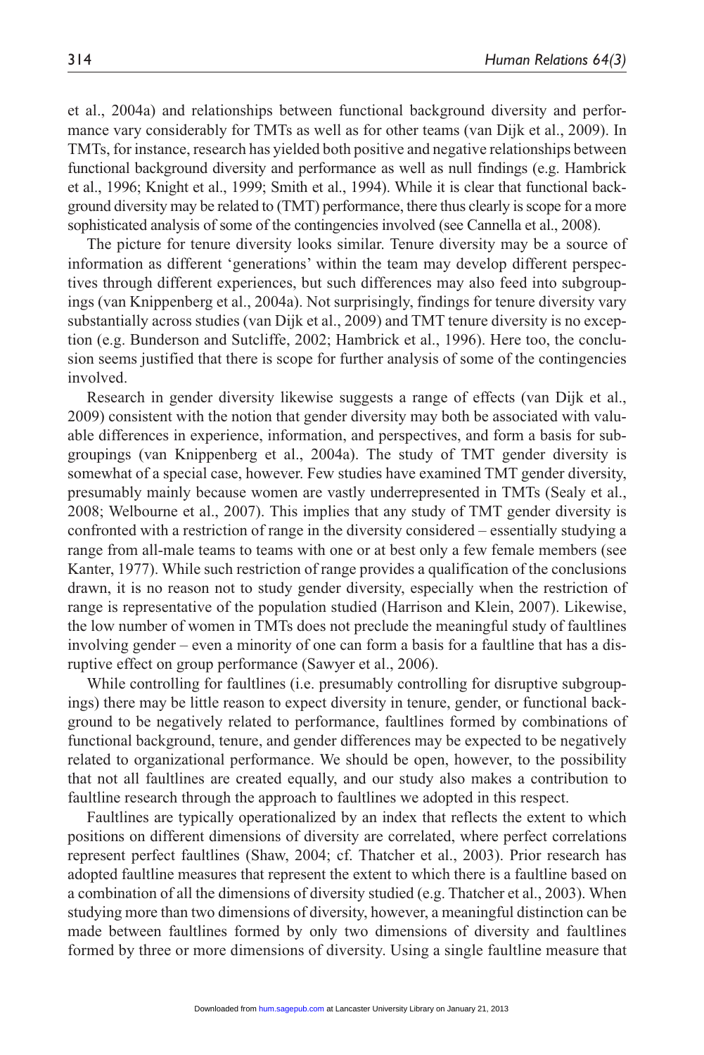et al., 2004a) and relationships between functional background diversity and performance vary considerably for TMTs as well as for other teams (van Dijk et al., 2009). In TMTs, for instance, research has yielded both positive and negative relationships between functional background diversity and performance as well as null findings (e.g. Hambrick et al., 1996; Knight et al., 1999; Smith et al., 1994). While it is clear that functional background diversity may be related to (TMT) performance, there thus clearly is scope for a more sophisticated analysis of some of the contingencies involved (see Cannella et al., 2008).

The picture for tenure diversity looks similar. Tenure diversity may be a source of information as different 'generations' within the team may develop different perspectives through different experiences, but such differences may also feed into subgroupings (van Knippenberg et al., 2004a). Not surprisingly, findings for tenure diversity vary substantially across studies (van Dijk et al., 2009) and TMT tenure diversity is no exception (e.g. Bunderson and Sutcliffe, 2002; Hambrick et al., 1996). Here too, the conclusion seems justified that there is scope for further analysis of some of the contingencies involved.

Research in gender diversity likewise suggests a range of effects (van Dijk et al., 2009) consistent with the notion that gender diversity may both be associated with valuable differences in experience, information, and perspectives, and form a basis for subgroupings (van Knippenberg et al., 2004a). The study of TMT gender diversity is somewhat of a special case, however. Few studies have examined TMT gender diversity, presumably mainly because women are vastly underrepresented in TMTs (Sealy et al., 2008; Welbourne et al., 2007). This implies that any study of TMT gender diversity is confronted with a restriction of range in the diversity considered – essentially studying a range from all-male teams to teams with one or at best only a few female members (see Kanter, 1977). While such restriction of range provides a qualification of the conclusions drawn, it is no reason not to study gender diversity, especially when the restriction of range is representative of the population studied (Harrison and Klein, 2007). Likewise, the low number of women in TMTs does not preclude the meaningful study of faultlines involving gender – even a minority of one can form a basis for a faultline that has a disruptive effect on group performance (Sawyer et al., 2006).

While controlling for faultlines (i.e. presumably controlling for disruptive subgroupings) there may be little reason to expect diversity in tenure, gender, or functional background to be negatively related to performance, faultlines formed by combinations of functional background, tenure, and gender differences may be expected to be negatively related to organizational performance. We should be open, however, to the possibility that not all faultlines are created equally, and our study also makes a contribution to faultline research through the approach to faultlines we adopted in this respect.

Faultlines are typically operationalized by an index that reflects the extent to which positions on different dimensions of diversity are correlated, where perfect correlations represent perfect faultlines (Shaw, 2004; cf. Thatcher et al., 2003). Prior research has adopted faultline measures that represent the extent to which there is a faultline based on a combination of all the dimensions of diversity studied (e.g. Thatcher et al., 2003). When studying more than two dimensions of diversity, however, a meaningful distinction can be made between faultlines formed by only two dimensions of diversity and faultlines formed by three or more dimensions of diversity. Using a single faultline measure that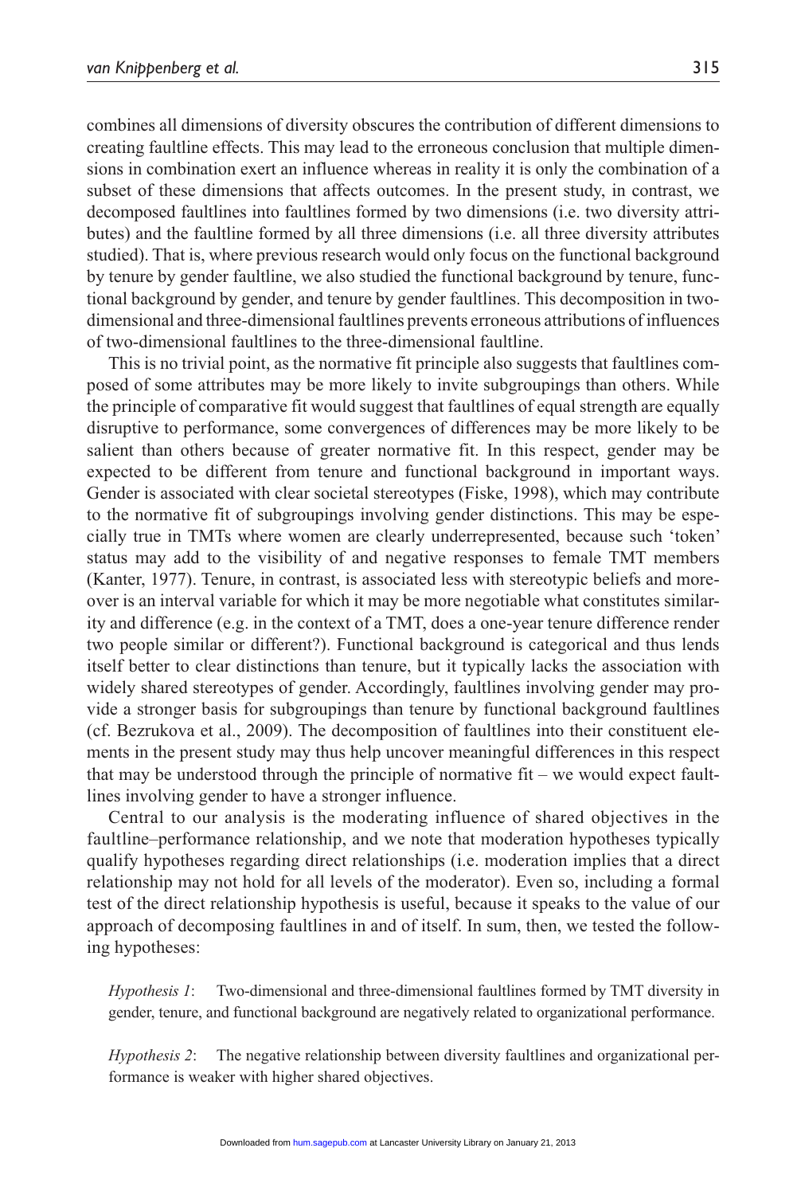combines all dimensions of diversity obscures the contribution of different dimensions to creating faultline effects. This may lead to the erroneous conclusion that multiple dimensions in combination exert an influence whereas in reality it is only the combination of a subset of these dimensions that affects outcomes. In the present study, in contrast, we decomposed faultlines into faultlines formed by two dimensions (i.e. two diversity attributes) and the faultline formed by all three dimensions (i.e. all three diversity attributes studied). That is, where previous research would only focus on the functional background by tenure by gender faultline, we also studied the functional background by tenure, functional background by gender, and tenure by gender faultlines. This decomposition in two-dimensional and three-dimensional faultlines prevents erroneous attributions of influences of two-dimensional faultlines to the three-dimensional faultline.

This is no trivial point, as the normative fit principle also suggests that faultlines composed of some attributes may be more likely to invite subgroupings than others. While the principle of comparative fit would suggest that faultlines of equal strength are equally disruptive to performance, some convergences of differences may be more likely to be salient than others because of greater normative fit. In this respect, gender may be expected to be different from tenure and functional background in important ways. Gender is associated with clear societal stereotypes (Fiske, 1998), which may contribute to the normative fit of subgroupings involving gender distinctions. This may be especially true in TMTs where women are clearly underrepresented, because such 'token' status may add to the visibility of and negative responses to female TMT members (Kanter, 1977). Tenure, in contrast, is associated less with stereotypic beliefs and moreover is an interval variable for which it may be more negotiable what constitutes similarity and difference (e.g. in the context of a TMT, does a one-year tenure difference render two people similar or different?). Functional background is categorical and thus lends itself better to clear distinctions than tenure, but it typically lacks the association with widely shared stereotypes of gender. Accordingly, faultlines involving gender may provide a stronger basis for subgroupings than tenure by functional background faultlines (cf. Bezrukova et al., 2009). The decomposition of faultlines into their constituent elements in the present study may thus help uncover meaningful differences in this respect that may be understood through the principle of normative fit – we would expect faultlines involving gender to have a stronger influence.

Central to our analysis is the moderating influence of shared objectives in the faultline–performance relationship, and we note that moderation hypotheses typically qualify hypotheses regarding direct relationships (i.e. moderation implies that a direct relationship may not hold for all levels of the moderator). Even so, including a formal test of the direct relationship hypothesis is useful, because it speaks to the value of our approach of decomposing faultlines in and of itself. In sum, then, we tested the following hypotheses:

> *Hypothesis 1*: Two-dimensional and three-dimensional faultlines formed by TMT diversity in gender, tenure, and functional background are negatively related to organizational performance.

> *Hypothesis 2*: The negative relationship between diversity faultlines and organizational performance is weaker with higher shared objectives.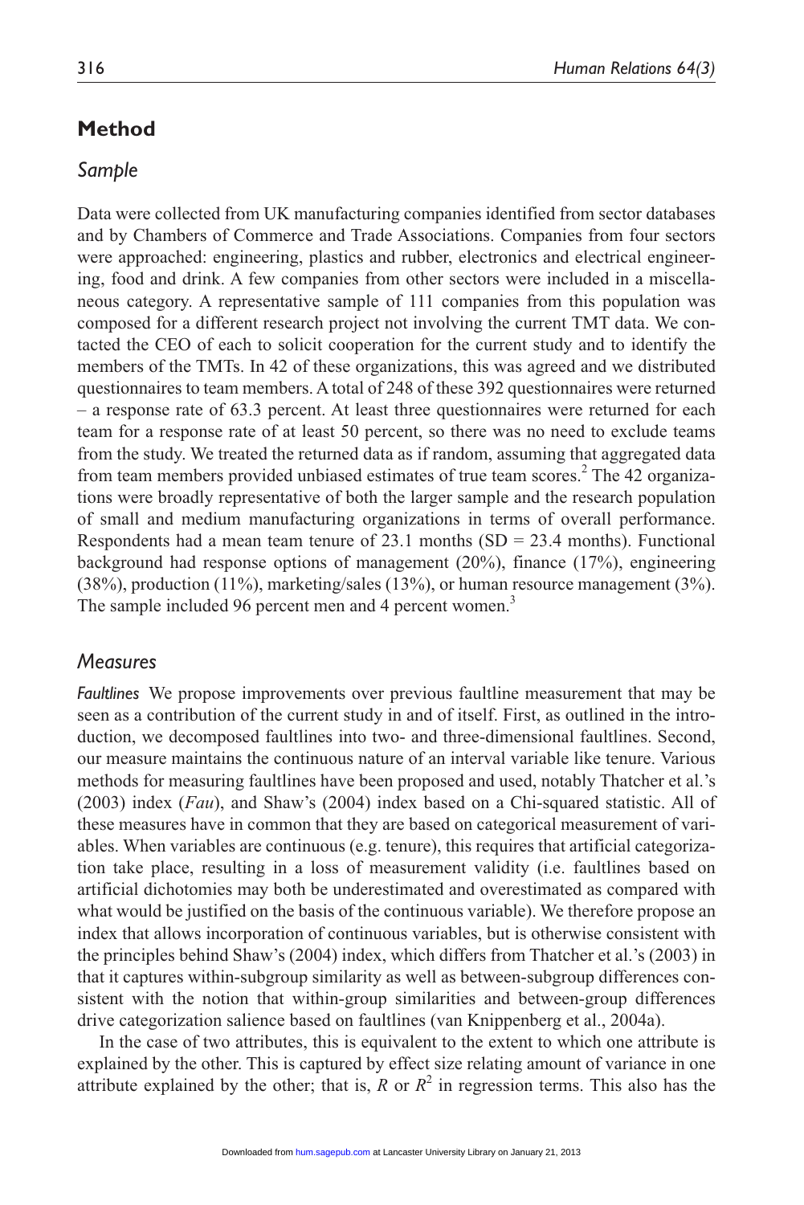## Method

### Sample

Data were collected from UK manufacturing companies identified from sector databases and by Chambers of Commerce and Trade Associations. Companies from four sectors were approached: engineering, plastics and rubber, electronics and electrical engineering, food and drink. A few companies from other sectors were included in a miscellaneous category. A representative sample of 111 companies from this population was composed for a different research project not involving the current TMT data. We contacted the CEO of each to solicit cooperation for the current study and to identify the members of the TMTs. In 42 of these organizations, this was agreed and we distributed questionnaires to team members. A total of 248 of these 392 questionnaires were returned – a response rate of 63.3 percent. At least three questionnaires were returned for each team for a response rate of at least 50 percent, so there was no need to exclude teams from the study. We treated the returned data as if random, assuming that aggregated data from team members provided unbiased estimates of true team scores.[2] The 42 organizations were broadly representative of both the larger sample and the research population of small and medium manufacturing organizations in terms of overall performance. Respondents had a mean team tenure of 23.1 months (SD = 23.4 months). Functional background had response options of management (20%), finance (17%), engineering (38%), production (11%), marketing/sales (13%), or human resource management (3%). The sample included 96 percent men and 4 percent women.[3]

### Measures

*Faultlines* We propose improvements over previous faultline measurement that may be seen as a contribution of the current study in and of itself. First, as outlined in the introduction, we decomposed faultlines into two- and three-dimensional faultlines. Second, our measure maintains the continuous nature of an interval variable like tenure. Various methods for measuring faultlines have been proposed and used, notably Thatcher et al.'s (2003) index (*Fau*), and Shaw's (2004) index based on a Chi-squared statistic. All of these measures have in common that they are based on categorical measurement of variables. When variables are continuous (e.g. tenure), this requires that artificial categorization take place, resulting in a loss of measurement validity (i.e. faultlines based on artificial dichotomies may both be underestimated and overestimated as compared with what would be justified on the basis of the continuous variable). We therefore propose an index that allows incorporation of continuous variables, but is otherwise consistent with the principles behind Shaw's (2004) index, which differs from Thatcher et al.'s (2003) in that it captures within-subgroup similarity as well as between-subgroup differences consistent with the notion that within-group similarities and between-group differences drive categorization salience based on faultlines (van Knippenberg et al., 2004a).

In the case of two attributes, this is equivalent to the extent to which one attribute is explained by the other. This is captured by effect size relating amount of variance in one attribute explained by the other; that is, $R$ or $R^2$ in regression terms. This also has the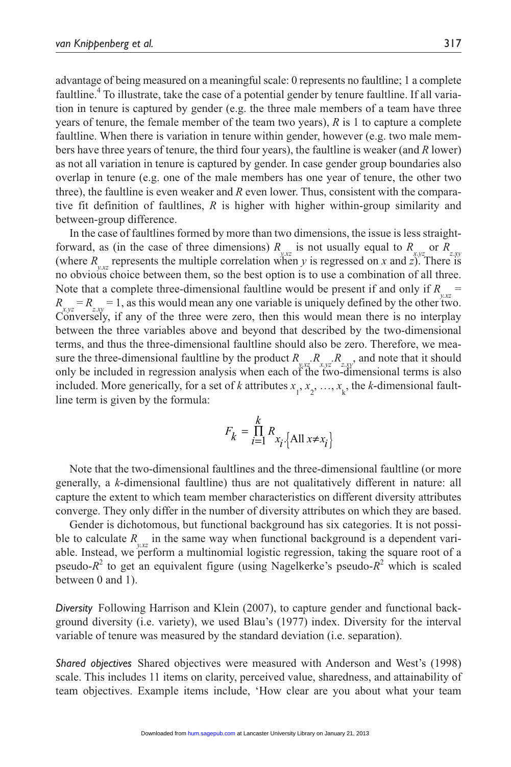advantage of being measured on a meaningful scale: 0 represents no faultline; 1 a complete faultline.[4] To illustrate, take the case of a potential gender by tenure faultline. If all variation in tenure is captured by gender (e.g. the three male members of a team have three years of tenure, the female member of the team two years), $R$ is 1 to capture a complete faultline. When there is variation in tenure within gender, however (e.g. two male members have three years of tenure, the third four years), the faultline is weaker (and $R$ lower) as not all variation in tenure is captured by gender. In case gender group boundaries also overlap in tenure (e.g. one of the male members has one year of tenure, the other two three), the faultline is even weaker and $R$ even lower. Thus, consistent with the comparative fit definition of faultlines, $R$ is higher with higher within-group similarity and between-group difference.

In the case of faultlines formed by more than two dimensions, the issue is less straightforward, as (in the case of three dimensions) $R_{y.xz}$ is not usually equal to $R_{x.yz}$ or $R_{z.xy}$ (where $R_{y.xz}$ represents the multiple correlation when $y$ is regressed on $x$ and $z$). There is no obvious choice between them, so the best option is to use a combination of all three. Note that a complete three-dimensional faultline would be present if and only if $R_{y.xz} = R_{x.yz} = R_{z.xy} = 1$, as this would mean any one variable is uniquely defined by the other two. Conversely, if any of the three were zero, then this would mean there is no interplay between the three variables above and beyond that described by the two-dimensional terms, and thus the three-dimensional faultline should also be zero. Therefore, we measure the three-dimensional faultline by the product $R_{y.xz} . R_{x.yz} . R_{z.xy}$, and note that it should only be included in regression analysis when each of the two-dimensional terms is also included. More generically, for a set of $k$ attributes $x_1, x_2, \ldots, x_k$, the $k$-dimensional faultline term is given by the formula:

$$F_k = \prod_{i=1}^{k} R_{x_i.\{\text{All } x \neq x_i\}}$$

Note that the two-dimensional faultlines and the three-dimensional faultline (or more generally, a $k$-dimensional faultline) thus are not qualitatively different in nature: all capture the extent to which team member characteristics on different diversity attributes converge. They only differ in the number of diversity attributes on which they are based.

Gender is dichotomous, but functional background has six categories. It is not possible to calculate $R_{y.xz}$ in the same way when functional background is a dependent variable. Instead, we perform a multinomial logistic regression, taking the square root of a pseudo-$R^2$ to get an equivalent figure (using Nagelkerke's pseudo-$R^2$ which is scaled between 0 and 1).

*Diversity* Following Harrison and Klein (2007), to capture gender and functional background diversity (i.e. variety), we used Blau's (1977) index. Diversity for the interval variable of tenure was measured by the standard deviation (i.e. separation).

*Shared objectives* Shared objectives were measured with Anderson and West's (1998) scale. This includes 11 items on clarity, perceived value, sharedness, and attainability of team objectives. Example items include, 'How clear are you about what your team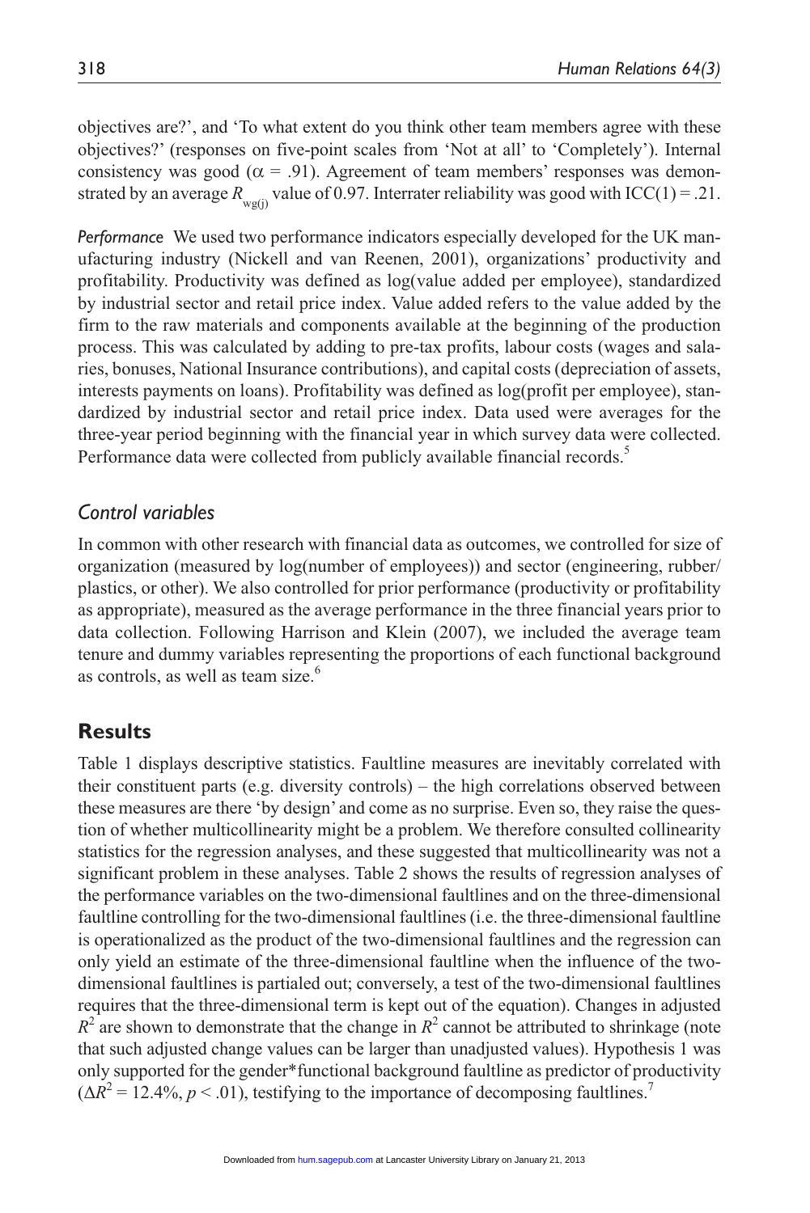objectives are?', and 'To what extent do you think other team members agree with these objectives?' (responses on five-point scales from 'Not at all' to 'Completely'). Internal consistency was good ($\alpha = .91$). Agreement of team members' responses was demonstrated by an average $R_{wg(j)}$ value of 0.97. Interrater reliability was good with ICC(1) = .21.

*Performance* We used two performance indicators especially developed for the UK manufacturing industry (Nickell and van Reenen, 2001), organizations' productivity and profitability. Productivity was defined as log(value added per employee), standardized by industrial sector and retail price index. Value added refers to the value added by the firm to the raw materials and components available at the beginning of the production process. This was calculated by adding to pre-tax profits, labour costs (wages and salaries, bonuses, National Insurance contributions), and capital costs (depreciation of assets, interests payments on loans). Profitability was defined as log(profit per employee), standardized by industrial sector and retail price index. Data used were averages for the three-year period beginning with the financial year in which survey data were collected. Performance data were collected from publicly available financial records.[5]

### *Control variables*

In common with other research with financial data as outcomes, we controlled for size of organization (measured by log(number of employees)) and sector (engineering, rubber/plastics, or other). We also controlled for prior performance (productivity or profitability as appropriate), measured as the average performance in the three financial years prior to data collection. Following Harrison and Klein (2007), we included the average team tenure and dummy variables representing the proportions of each functional background as controls, as well as team size.[6]

## Results

Table 1 displays descriptive statistics. Faultline measures are inevitably correlated with their constituent parts (e.g. diversity controls) – the high correlations observed between these measures are there 'by design' and come as no surprise. Even so, they raise the question of whether multicollinearity might be a problem. We therefore consulted collinearity statistics for the regression analyses, and these suggested that multicollinearity was not a significant problem in these analyses. Table 2 shows the results of regression analyses of the performance variables on the two-dimensional faultlines and on the three-dimensional faultline controlling for the two-dimensional faultlines (i.e. the three-dimensional faultline is operationalized as the product of the two-dimensional faultlines and the regression can only yield an estimate of the three-dimensional faultline when the influence of the two-dimensional faultlines is partialed out; conversely, a test of the two-dimensional faultlines requires that the three-dimensional term is kept out of the equation). Changes in adjusted $R^2$ are shown to demonstrate that the change in $R^2$ cannot be attributed to shrinkage (note that such adjusted change values can be larger than unadjusted values). Hypothesis 1 was only supported for the gender*functional background faultline as predictor of productivity ($\Delta R^2 = 12.4\%$, $p < .01$), testifying to the importance of decomposing faultlines.[7]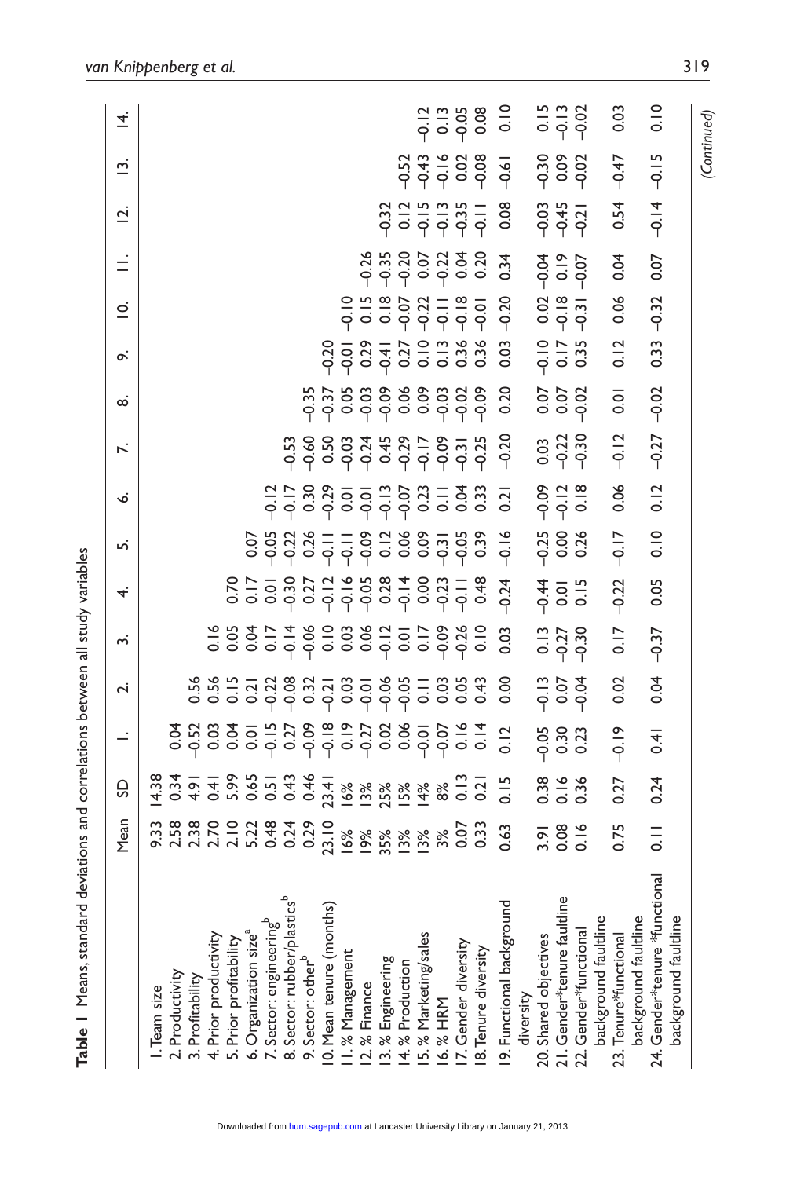**Table 1** Means, standard deviations and correlations between all study variables

| | Mean | SD | 1. | 2. | 3. | 4. | 5. | 6. | 7. | 8. | 9. | 10. | 11. | 12. | 13. | 14. |
|---|---|---|---|---|---|---|---|---|---|---|---|---|---|---|---|---|
| 1. Team size | 9.33 | 14.38 | | | | | | | | | | | | | | |
| 2. Productivity | 2.58 | 0.34 | 0.04 | | | | | | | | | | | | | |
| 3. Profitability | 2.38 | 4.91 | −0.52 | 0.56 | | | | | | | | | | | | |
| 4. Prior productivity | 2.70 | 0.41 | 0.03 | 0.56 | 0.16 | | | | | | | | | | | |
| 5. Prior profitability | 2.10 | 5.99 | 0.04 | 0.15 | 0.05 | 0.70 | | | | | | | | | | |
| 6. Organization size[a] | 5.22 | 0.65 | 0.01 | 0.21 | 0.04 | 0.17 | 0.07 | | | | | | | | | |
| 7. Sector: engineering[b] | 0.48 | 0.51 | −0.15 | −0.22 | 0.17 | 0.01 | −0.05 | −0.12 | | | | | | | | |
| 8. Sector: rubber/plastics[b] | 0.24 | 0.43 | 0.27 | −0.08 | −0.14 | −0.30 | −0.22 | −0.17 | −0.53 | | | | | | | |
| 9. Sector: other[b] | 0.29 | 0.46 | −0.09 | 0.32 | −0.06 | 0.27 | 0.26 | 0.30 | −0.60 | −0.35 | | | | | | |
| 10. Mean tenure (months) | 23.10 | 23.41 | −0.18 | −0.21 | 0.10 | −0.12 | −0.11 | −0.29 | 0.50 | −0.37 | −0.20 | | | | | |
| 11. % Management | 16% | 16% | 0.19 | 0.03 | 0.03 | −0.16 | −0.11 | 0.01 | −0.03 | 0.05 | −0.01 | −0.10 | | | | |
| 12. % Finance | 19% | 13% | −0.27 | −0.01 | 0.06 | −0.05 | −0.09 | −0.01 | −0.24 | −0.03 | 0.29 | 0.15 | −0.26 | | | |
| 13. % Engineering | 35% | 25% | 0.02 | −0.06 | −0.12 | 0.28 | 0.12 | −0.13 | 0.45 | −0.09 | −0.41 | 0.18 | −0.35 | −0.32 | | |
| 14. % Production | 13% | 15% | 0.06 | −0.05 | 0.01 | −0.14 | 0.06 | −0.07 | −0.29 | 0.06 | 0.27 | −0.07 | −0.20 | 0.12 | −0.52 | |
| 15. % Marketing/sales | 13% | 14% | −0.01 | 0.11 | 0.17 | 0.00 | 0.09 | 0.23 | −0.17 | 0.09 | 0.10 | −0.22 | 0.07 | −0.15 | −0.43 | −0.12 |
| 16. % HRM | 3% | 8% | −0.07 | 0.03 | −0.09 | −0.23 | −0.31 | 0.11 | −0.09 | −0.03 | 0.13 | −0.11 | −0.22 | −0.13 | −0.16 | 0.13 |
| 17. Gender diversity | 0.07 | 0.13 | 0.16 | 0.05 | −0.26 | −0.11 | −0.05 | 0.04 | −0.31 | −0.02 | 0.36 | −0.18 | 0.04 | −0.35 | 0.02 | −0.05 |
| 18. Tenure diversity | 0.33 | 0.21 | 0.14 | 0.43 | 0.10 | 0.48 | 0.39 | 0.33 | −0.25 | −0.09 | 0.36 | −0.01 | 0.20 | −0.11 | −0.08 | 0.08 |
| 19. Functional background diversity | 0.63 | 0.15 | 0.12 | 0.00 | 0.03 | −0.24 | −0.16 | 0.21 | −0.20 | 0.20 | 0.03 | −0.20 | 0.34 | 0.08 | −0.61 | 0.10 |
| 20. Shared objectives | 3.91 | 0.38 | −0.05 | −0.13 | 0.13 | −0.44 | −0.25 | −0.09 | 0.03 | 0.07 | −0.10 | 0.02 | −0.04 | −0.03 | −0.30 | 0.15 |
| 21. Gender*tenure faultline | 0.08 | 0.16 | 0.30 | 0.07 | −0.27 | 0.01 | 0.00 | −0.12 | −0.22 | 0.07 | 0.17 | −0.18 | 0.19 | −0.45 | 0.09 | −0.13 |
| 22. Gender*functional background faultline | 0.16 | 0.36 | 0.23 | −0.04 | −0.30 | 0.15 | 0.26 | 0.18 | −0.30 | −0.02 | 0.35 | −0.31 | −0.07 | −0.21 | −0.02 | −0.02 |
| 23. Tenure*functional background faultline | 0.75 | 0.27 | −0.19 | 0.02 | 0.17 | −0.22 | −0.17 | 0.06 | −0.12 | 0.01 | 0.12 | 0.06 | 0.04 | 0.54 | −0.47 | 0.03 |
| 24. Gender*tenure *functional background faultline | 0.11 | 0.24 | 0.41 | 0.04 | −0.37 | 0.05 | 0.10 | 0.12 | −0.27 | −0.02 | 0.33 | −0.32 | 0.07 | −0.14 | −0.15 | 0.10 |

(Continued)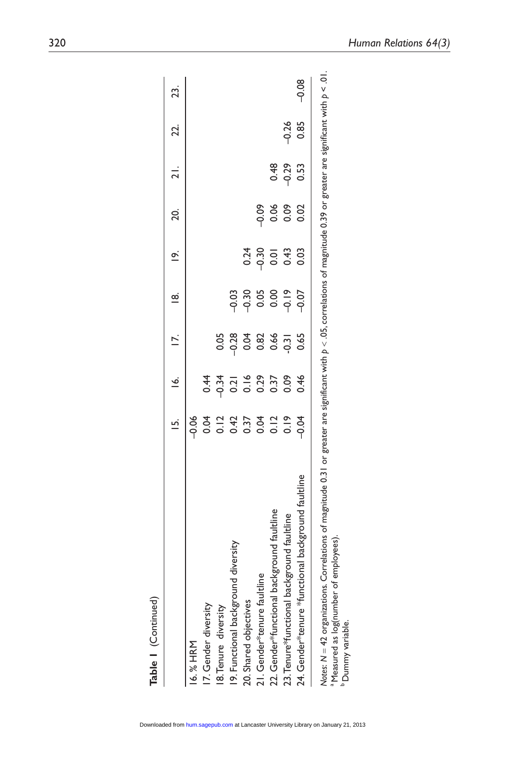**Table 1** (Continued)

| | 15. | 16. | 17. | 18. | 19. | 20. | 21. | 22. | 23. |
|---|---|---|---|---|---|---|---|---|---|
| 16. % HRM | –0.06 | | | | | | | | |
| 17. Gender diversity | 0.04 | 0.44 | | | | | | | |
| 18. Tenure diversity | 0.12 | –0.34 | 0.05 | | | | | | |
| 19. Functional background diversity | 0.42 | 0.21 | –0.28 | –0.03 | | | | | |
| 20. Shared objectives | 0.37 | 0.16 | 0.04 | –0.30 | 0.24 | | | | |
| 21. Gender*tenure faultline | 0.04 | 0.29 | 0.82 | 0.05 | –0.30 | –0.09 | | | |
| 22. Gender*functional background faultline | 0.12 | 0.37 | 0.66 | 0.00 | 0.01 | 0.06 | 0.48 | | |
| 23. Tenure*functional background faultline | 0.19 | 0.09 | -0.31 | –0.19 | 0.43 | 0.09 | –0.29 | –0.26 | |
| 24. Gender*tenure *functional background faultline | –0.04 | 0.46 | 0.65 | –0.07 | 0.03 | 0.02 | 0.53 | 0.85 | –0.08 |

*Notes*: $N = 42$ organizations. Correlations of magnitude 0.31 or greater are significant with $p < .05$, correlations of magnitude 0.39 or greater are significant with $p < .01$.
[a] Measured as log(number of employees).
[b] Dummy variable.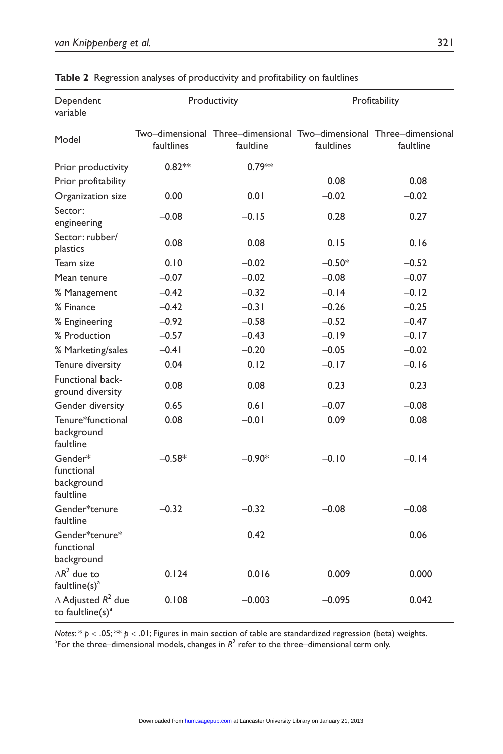**Table 2** Regression analyses of productivity and profitability on faultlines

| Dependent variable | Productivity | | Profitability | |
|---|---|---|---|---|
| Model | Two–dimensional faultlines | Three–dimensional faultline | Two–dimensional faultlines | Three–dimensional faultline |
| Prior productivity | 0.82** | 0.79** | | |
| Prior profitability | | | 0.08 | 0.08 |
| Organization size | 0.00 | 0.01 | –0.02 | –0.02 |
| Sector: engineering | –0.08 | –0.15 | 0.28 | 0.27 |
| Sector: rubber/ plastics | 0.08 | 0.08 | 0.15 | 0.16 |
| Team size | 0.10 | –0.02 | –0.50* | –0.52 |
| Mean tenure | –0.07 | –0.02 | –0.08 | –0.07 |
| % Management | –0.42 | –0.32 | –0.14 | –0.12 |
| % Finance | –0.42 | –0.31 | –0.26 | –0.25 |
| % Engineering | –0.92 | –0.58 | –0.52 | –0.47 |
| % Production | –0.57 | –0.43 | –0.19 | –0.17 |
| % Marketing/sales | –0.41 | –0.20 | –0.05 | –0.02 |
| Tenure diversity | 0.04 | 0.12 | –0.17 | –0.16 |
| Functional background diversity | 0.08 | 0.08 | 0.23 | 0.23 |
| Gender diversity | 0.65 | 0.61 | –0.07 | –0.08 |
| Tenure*functional background faultline | 0.08 | –0.01 | 0.09 | 0.08 |
| Gender* functional background faultline | –0.58* | –0.90* | –0.10 | –0.14 |
| Gender*tenure faultline | –0.32 | –0.32 | –0.08 | –0.08 |
| Gender*tenure* functional background | | 0.42 | | 0.06 |
| $\Delta R^2$ due to faultline(s)[a] | 0.124 | 0.016 | 0.009 | 0.000 |
| $\Delta$ Adjusted $R^2$ due to faultline(s)[a] | 0.108 | –0.003 | –0.095 | 0.042 |

*Notes:* * $p < .05$; ** $p < .01$; Figures in main section of table are standardized regression (beta) weights.
[a]For the three–dimensional models, changes in $R^2$ refer to the three–dimensional term only.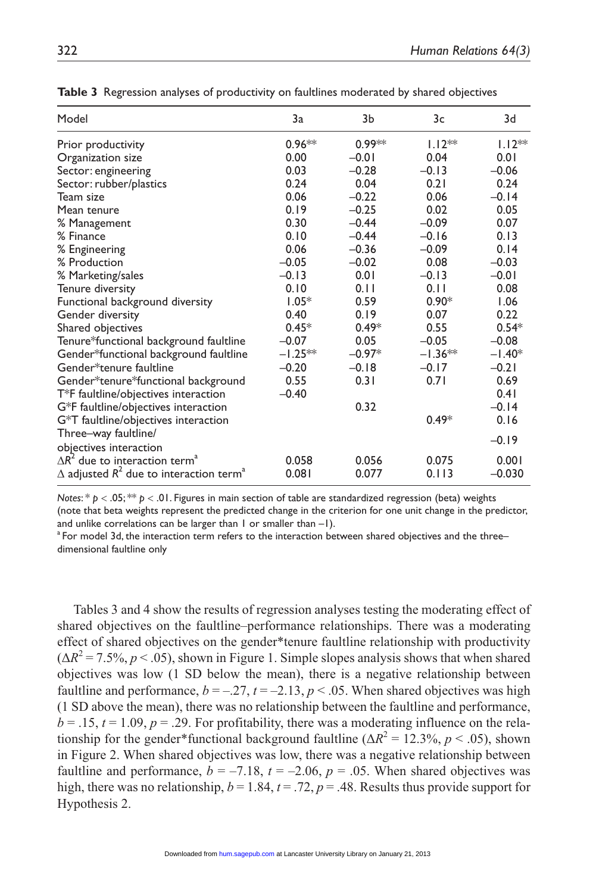**Table 3** Regression analyses of productivity on faultlines moderated by shared objectives

| Model | 3a | 3b | 3c | 3d |
|---|---|---|---|---|
| Prior productivity | 0.96** | 0.99** | 1.12** | 1.12** |
| Organization size | 0.00 | –0.01 | 0.04 | 0.01 |
| Sector: engineering | 0.03 | –0.28 | –0.13 | –0.06 |
| Sector: rubber/plastics | 0.24 | 0.04 | 0.21 | 0.24 |
| Team size | 0.06 | –0.22 | 0.06 | –0.14 |
| Mean tenure | 0.19 | –0.25 | 0.02 | 0.05 |
| % Management | 0.30 | –0.44 | –0.09 | 0.07 |
| % Finance | 0.10 | –0.44 | –0.16 | 0.13 |
| % Engineering | 0.06 | –0.36 | –0.09 | 0.14 |
| % Production | –0.05 | –0.02 | 0.08 | –0.03 |
| % Marketing/sales | –0.13 | 0.01 | –0.13 | –0.01 |
| Tenure diversity | 0.10 | 0.11 | 0.11 | 0.08 |
| Functional background diversity | 1.05* | 0.59 | 0.90* | 1.06 |
| Gender diversity | 0.40 | 0.19 | 0.07 | 0.22 |
| Shared objectives | 0.45* | 0.49* | 0.55 | 0.54* |
| Tenure*functional background faultline | –0.07 | 0.05 | –0.05 | –0.08 |
| Gender*functional background faultline | –1.25** | –0.97* | –1.36** | –1.40* |
| Gender*tenure faultline | –0.20 | –0.18 | –0.17 | –0.21 |
| Gender*tenure*functional background | 0.55 | 0.31 | 0.71 | 0.69 |
| T*F faultline/objectives interaction | –0.40 | | | 0.41 |
| G*F faultline/objectives interaction | | 0.32 | | –0.14 |
| G*T faultline/objectives interaction | | | 0.49* | 0.16 |
| Three–way faultline/ objectives interaction | | | | –0.19 |
| $\Delta R^2$ due to interaction term[a] | 0.058 | 0.056 | 0.075 | 0.001 |
| $\Delta$ adjusted $R^2$ due to interaction term[a] | 0.081 | 0.077 | 0.113 | –0.030 |

*Notes*: * $p < .05$; ** $p < .01$. Figures in main section of table are standardized regression (beta) weights (note that beta weights represent the predicted change in the criterion for one unit change in the predictor, and unlike correlations can be larger than 1 or smaller than –1).
[a] For model 3d, the interaction term refers to the interaction between shared objectives and the three–dimensional faultline only

Tables 3 and 4 show the results of regression analyses testing the moderating effect of shared objectives on the faultline–performance relationships. There was a moderating effect of shared objectives on the gender*tenure faultline relationship with productivity ($\Delta R^2 = 7.5\%$, $p < .05$), shown in Figure 1. Simple slopes analysis shows that when shared objectives was low (1 SD below the mean), there is a negative relationship between faultline and performance, $b = –.27$, $t = –2.13$, $p < .05$. When shared objectives was high (1 SD above the mean), there was no relationship between the faultline and performance, $b = .15$, $t = 1.09$, $p = .29$. For profitability, there was a moderating influence on the relationship for the gender*functional background faultline ($\Delta R^2 = 12.3\%$, $p < .05$), shown in Figure 2. When shared objectives was low, there was a negative relationship between faultline and performance, $b = –7.18$, $t = –2.06$, $p = .05$. When shared objectives was high, there was no relationship, $b = 1.84$, $t = .72$, $p = .48$. Results thus provide support for Hypothesis 2.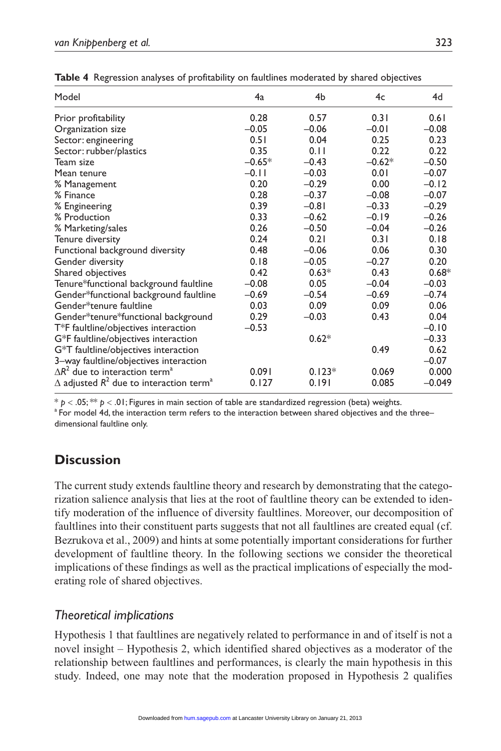**Table 4** Regression analyses of profitability on faultlines moderated by shared objectives

| Model | 4a | 4b | 4c | 4d |
|---|---|---|---|---|
| Prior profitability | 0.28 | 0.57 | 0.31 | 0.61 |
| Organization size | –0.05 | –0.06 | –0.01 | –0.08 |
| Sector: engineering | 0.51 | 0.04 | 0.25 | 0.23 |
| Sector: rubber/plastics | 0.35 | 0.11 | 0.22 | 0.22 |
| Team size | –0.65* | –0.43 | –0.62* | –0.50 |
| Mean tenure | –0.11 | –0.03 | 0.01 | –0.07 |
| % Management | 0.20 | –0.29 | 0.00 | –0.12 |
| % Finance | 0.28 | –0.37 | –0.08 | –0.07 |
| % Engineering | 0.39 | –0.81 | –0.33 | –0.29 |
| % Production | 0.33 | –0.62 | –0.19 | –0.26 |
| % Marketing/sales | 0.26 | –0.50 | –0.04 | –0.26 |
| Tenure diversity | 0.24 | 0.21 | 0.31 | 0.18 |
| Functional background diversity | 0.48 | –0.06 | 0.06 | 0.30 |
| Gender diversity | 0.18 | –0.05 | –0.27 | 0.20 |
| Shared objectives | 0.42 | 0.63* | 0.43 | 0.68* |
| Tenure*functional background faultline | –0.08 | 0.05 | –0.04 | –0.03 |
| Gender*functional background faultline | –0.69 | –0.54 | –0.69 | –0.74 |
| Gender*tenure faultline | 0.03 | 0.09 | 0.09 | 0.06 |
| Gender*tenure*functional background | 0.29 | –0.03 | 0.43 | 0.04 |
| T*F faultline/objectives interaction | –0.53 | | | –0.10 |
| G*F faultline/objectives interaction | | 0.62* | | –0.33 |
| G*T faultline/objectives interaction | | | 0.49 | 0.62 |
| 3–way faultline/objectives interaction | | | | –0.07 |
| $\Delta R^2$ due to interaction term[a] | 0.091 | 0.123* | 0.069 | 0.000 |
| $\Delta$ adjusted $R^2$ due to interaction term[a] | 0.127 | 0.191 | 0.085 | –0.049 |

* $p < .05$; ** $p < .01$; Figures in main section of table are standardized regression (beta) weights.
[a] For model 4d, the interaction term refers to the interaction between shared objectives and the three–dimensional faultline only.

## Discussion

The current study extends faultline theory and research by demonstrating that the categorization salience analysis that lies at the root of faultline theory can be extended to identify moderation of the influence of diversity faultlines. Moreover, our decomposition of faultlines into their constituent parts suggests that not all faultlines are created equal (cf. Bezrukova et al., 2009) and hints at some potentially important considerations for further development of faultline theory. In the following sections we consider the theoretical implications of these findings as well as the practical implications of especially the moderating role of shared objectives.

### *Theoretical implications*

Hypothesis 1 that faultlines are negatively related to performance in and of itself is not a novel insight – Hypothesis 2, which identified shared objectives as a moderator of the relationship between faultlines and performances, is clearly the main hypothesis in this study. Indeed, one may note that the moderation proposed in Hypothesis 2 qualifies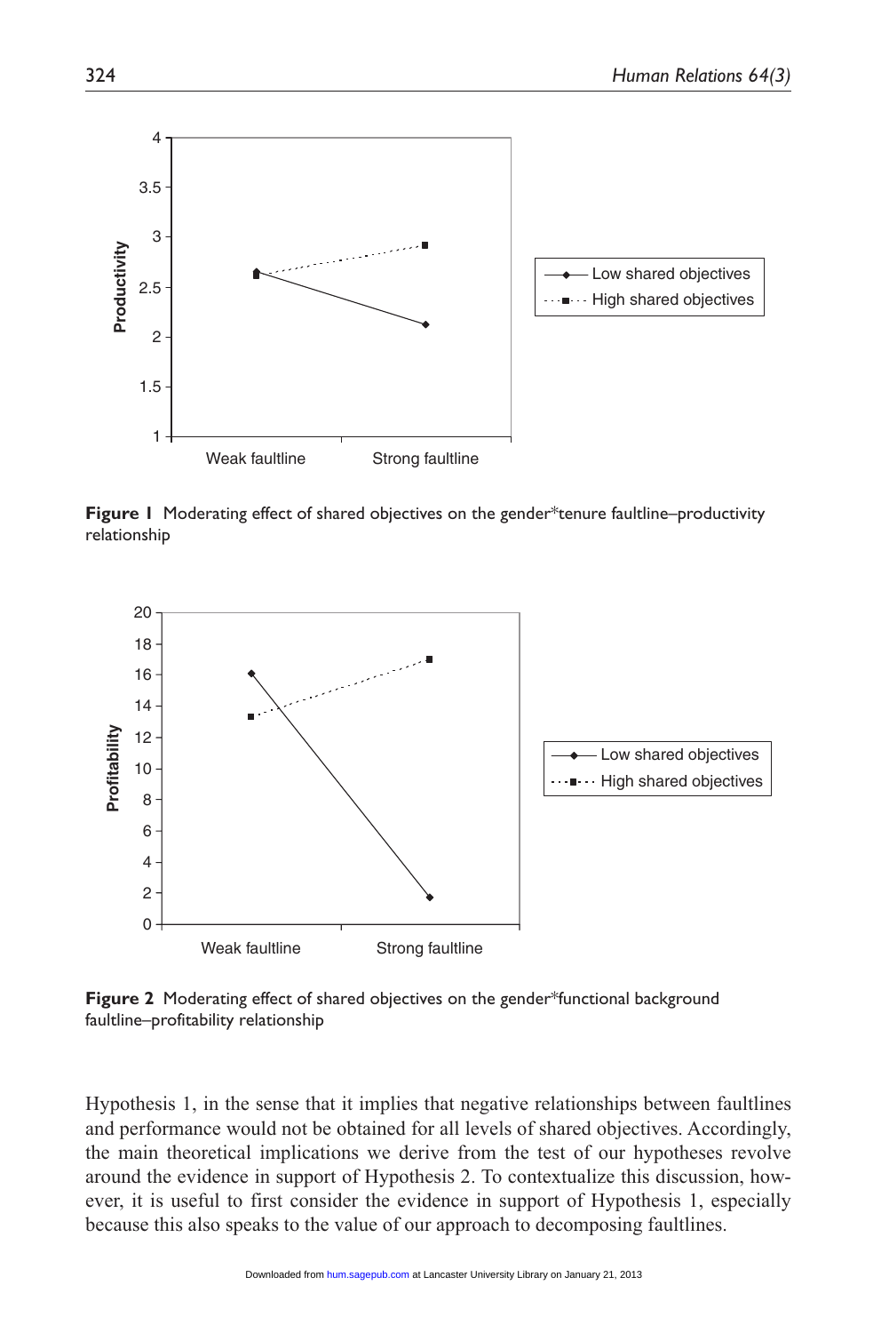**Figure 1** Moderating effect of shared objectives on the gender*tenure faultline–productivity relationship

**Figure 2** Moderating effect of shared objectives on the gender*functional background faultline–profitability relationship

Hypothesis 1, in the sense that it implies that negative relationships between faultlines and performance would not be obtained for all levels of shared objectives. Accordingly, the main theoretical implications we derive from the test of our hypotheses revolve around the evidence in support of Hypothesis 2. To contextualize this discussion, however, it is useful to first consider the evidence in support of Hypothesis 1, especially because this also speaks to the value of our approach to decomposing faultlines.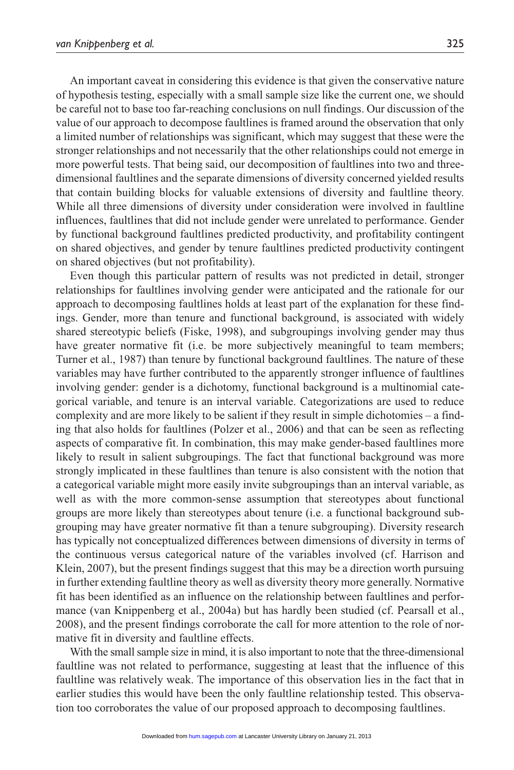An important caveat in considering this evidence is that given the conservative nature of hypothesis testing, especially with a small sample size like the current one, we should be careful not to base too far-reaching conclusions on null findings. Our discussion of the value of our approach to decompose faultlines is framed around the observation that only a limited number of relationships was significant, which may suggest that these were the stronger relationships and not necessarily that the other relationships could not emerge in more powerful tests. That being said, our decomposition of faultlines into two and three-dimensional faultlines and the separate dimensions of diversity concerned yielded results that contain building blocks for valuable extensions of diversity and faultline theory. While all three dimensions of diversity under consideration were involved in faultline influences, faultlines that did not include gender were unrelated to performance. Gender by functional background faultlines predicted productivity, and profitability contingent on shared objectives, and gender by tenure faultlines predicted productivity contingent on shared objectives (but not profitability).

Even though this particular pattern of results was not predicted in detail, stronger relationships for faultlines involving gender were anticipated and the rationale for our approach to decomposing faultlines holds at least part of the explanation for these findings. Gender, more than tenure and functional background, is associated with widely shared stereotypic beliefs (Fiske, 1998), and subgroupings involving gender may thus have greater normative fit (i.e. be more subjectively meaningful to team members; Turner et al., 1987) than tenure by functional background faultlines. The nature of these variables may have further contributed to the apparently stronger influence of faultlines involving gender: gender is a dichotomy, functional background is a multinomial categorical variable, and tenure is an interval variable. Categorizations are used to reduce complexity and are more likely to be salient if they result in simple dichotomies – a finding that also holds for faultlines (Polzer et al., 2006) and that can be seen as reflecting aspects of comparative fit. In combination, this may make gender-based faultlines more likely to result in salient subgroupings. The fact that functional background was more strongly implicated in these faultlines than tenure is also consistent with the notion that a categorical variable might more easily invite subgroupings than an interval variable, as well as with the more common-sense assumption that stereotypes about functional groups are more likely than stereotypes about tenure (i.e. a functional background subgrouping may have greater normative fit than a tenure subgrouping). Diversity research has typically not conceptualized differences between dimensions of diversity in terms of the continuous versus categorical nature of the variables involved (cf. Harrison and Klein, 2007), but the present findings suggest that this may be a direction worth pursuing in further extending faultline theory as well as diversity theory more generally. Normative fit has been identified as an influence on the relationship between faultlines and performance (van Knippenberg et al., 2004a) but has hardly been studied (cf. Pearsall et al., 2008), and the present findings corroborate the call for more attention to the role of normative fit in diversity and faultline effects.

With the small sample size in mind, it is also important to note that the three-dimensional faultline was not related to performance, suggesting at least that the influence of this faultline was relatively weak. The importance of this observation lies in the fact that in earlier studies this would have been the only faultline relationship tested. This observation too corroborates the value of our proposed approach to decomposing faultlines.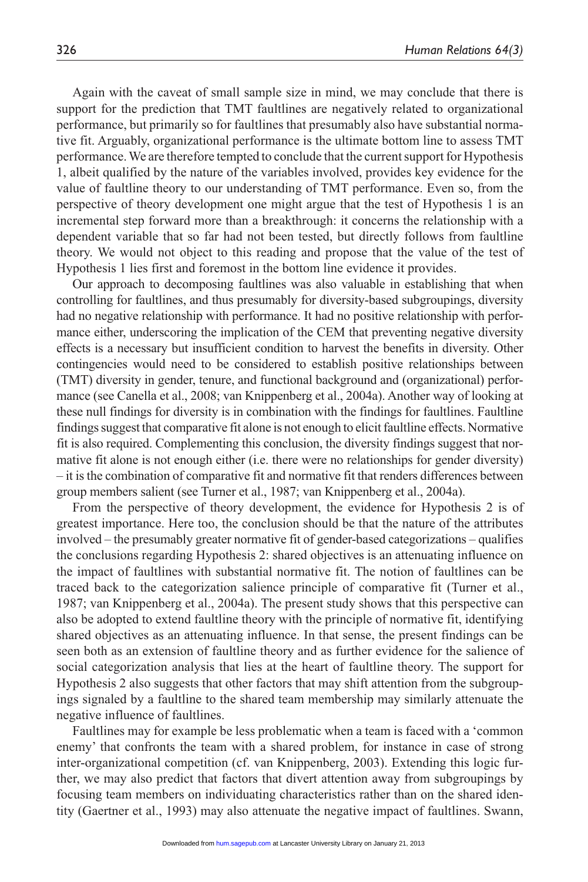Again with the caveat of small sample size in mind, we may conclude that there is support for the prediction that TMT faultlines are negatively related to organizational performance, but primarily so for faultlines that presumably also have substantial normative fit. Arguably, organizational performance is the ultimate bottom line to assess TMT performance. We are therefore tempted to conclude that the current support for Hypothesis 1, albeit qualified by the nature of the variables involved, provides key evidence for the value of faultline theory to our understanding of TMT performance. Even so, from the perspective of theory development one might argue that the test of Hypothesis 1 is an incremental step forward more than a breakthrough: it concerns the relationship with a dependent variable that so far had not been tested, but directly follows from faultline theory. We would not object to this reading and propose that the value of the test of Hypothesis 1 lies first and foremost in the bottom line evidence it provides.

Our approach to decomposing faultlines was also valuable in establishing that when controlling for faultlines, and thus presumably for diversity-based subgroupings, diversity had no negative relationship with performance. It had no positive relationship with performance either, underscoring the implication of the CEM that preventing negative diversity effects is a necessary but insufficient condition to harvest the benefits in diversity. Other contingencies would need to be considered to establish positive relationships between (TMT) diversity in gender, tenure, and functional background and (organizational) performance (see Canella et al., 2008; van Knippenberg et al., 2004a). Another way of looking at these null findings for diversity is in combination with the findings for faultlines. Faultline findings suggest that comparative fit alone is not enough to elicit faultline effects. Normative fit is also required. Complementing this conclusion, the diversity findings suggest that normative fit alone is not enough either (i.e. there were no relationships for gender diversity) – it is the combination of comparative fit and normative fit that renders differences between group members salient (see Turner et al., 1987; van Knippenberg et al., 2004a).

From the perspective of theory development, the evidence for Hypothesis 2 is of greatest importance. Here too, the conclusion should be that the nature of the attributes involved – the presumably greater normative fit of gender-based categorizations – qualifies the conclusions regarding Hypothesis 2: shared objectives is an attenuating influence on the impact of faultlines with substantial normative fit. The notion of faultlines can be traced back to the categorization salience principle of comparative fit (Turner et al., 1987; van Knippenberg et al., 2004a). The present study shows that this perspective can also be adopted to extend faultline theory with the principle of normative fit, identifying shared objectives as an attenuating influence. In that sense, the present findings can be seen both as an extension of faultline theory and as further evidence for the salience of social categorization analysis that lies at the heart of faultline theory. The support for Hypothesis 2 also suggests that other factors that may shift attention from the subgroupings signaled by a faultline to the shared team membership may similarly attenuate the negative influence of faultlines.

Faultlines may for example be less problematic when a team is faced with a 'common enemy' that confronts the team with a shared problem, for instance in case of strong inter-organizational competition (cf. van Knippenberg, 2003). Extending this logic further, we may also predict that factors that divert attention away from subgroupings by focusing team members on individuating characteristics rather than on the shared identity (Gaertner et al., 1993) may also attenuate the negative impact of faultlines. Swann,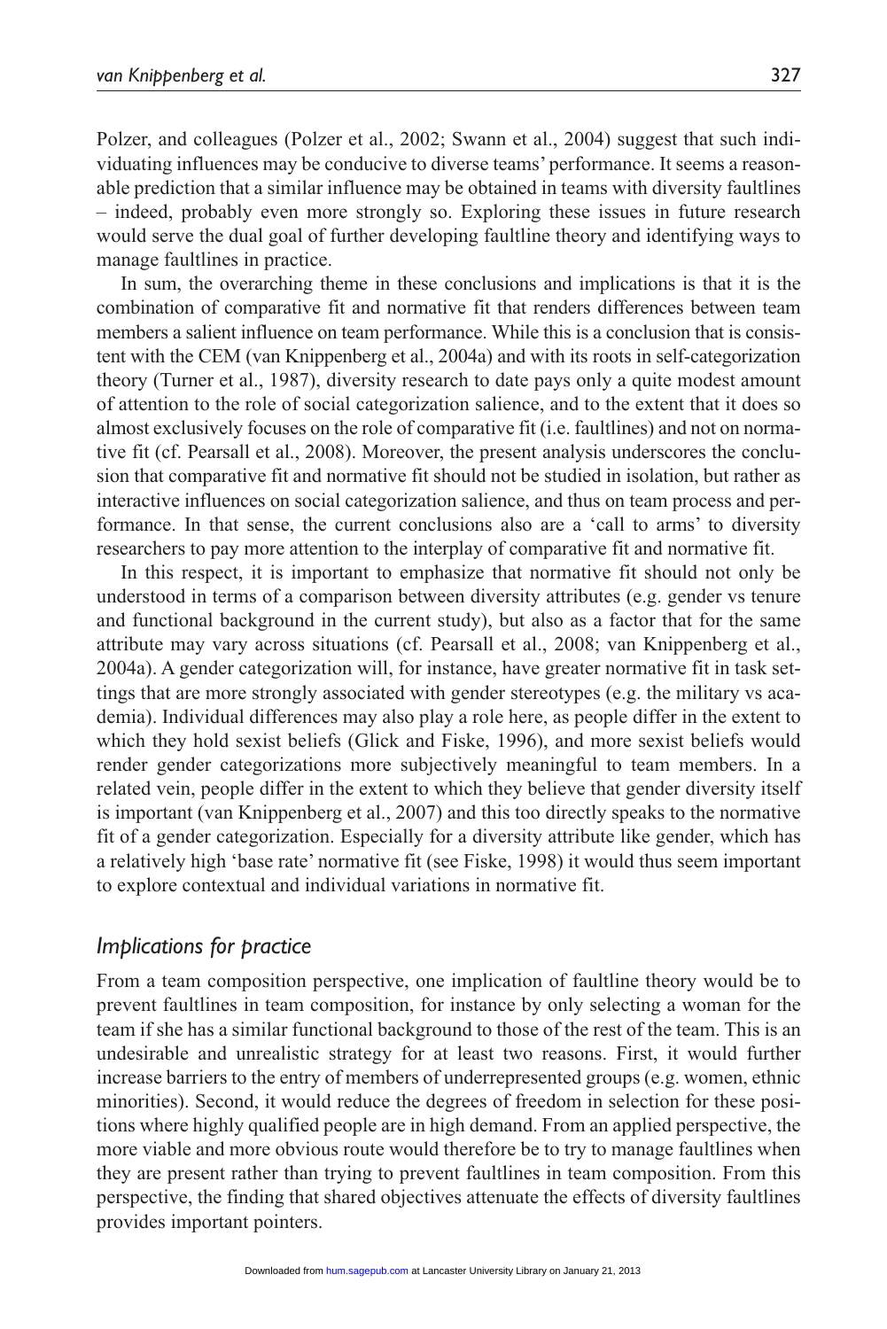Polzer, and colleagues (Polzer et al., 2002; Swann et al., 2004) suggest that such individuating influences may be conducive to diverse teams' performance. It seems a reasonable prediction that a similar influence may be obtained in teams with diversity faultlines – indeed, probably even more strongly so. Exploring these issues in future research would serve the dual goal of further developing faultline theory and identifying ways to manage faultlines in practice.

In sum, the overarching theme in these conclusions and implications is that it is the combination of comparative fit and normative fit that renders differences between team members a salient influence on team performance. While this is a conclusion that is consistent with the CEM (van Knippenberg et al., 2004a) and with its roots in self-categorization theory (Turner et al., 1987), diversity research to date pays only a quite modest amount of attention to the role of social categorization salience, and to the extent that it does so almost exclusively focuses on the role of comparative fit (i.e. faultlines) and not on normative fit (cf. Pearsall et al., 2008). Moreover, the present analysis underscores the conclusion that comparative fit and normative fit should not be studied in isolation, but rather as interactive influences on social categorization salience, and thus on team process and performance. In that sense, the current conclusions also are a 'call to arms' to diversity researchers to pay more attention to the interplay of comparative fit and normative fit.

In this respect, it is important to emphasize that normative fit should not only be understood in terms of a comparison between diversity attributes (e.g. gender vs tenure and functional background in the current study), but also as a factor that for the same attribute may vary across situations (cf. Pearsall et al., 2008; van Knippenberg et al., 2004a). A gender categorization will, for instance, have greater normative fit in task settings that are more strongly associated with gender stereotypes (e.g. the military vs academia). Individual differences may also play a role here, as people differ in the extent to which they hold sexist beliefs (Glick and Fiske, 1996), and more sexist beliefs would render gender categorizations more subjectively meaningful to team members. In a related vein, people differ in the extent to which they believe that gender diversity itself is important (van Knippenberg et al., 2007) and this too directly speaks to the normative fit of a gender categorization. Especially for a diversity attribute like gender, which has a relatively high 'base rate' normative fit (see Fiske, 1998) it would thus seem important to explore contextual and individual variations in normative fit.

### *Implications for practice*

From a team composition perspective, one implication of faultline theory would be to prevent faultlines in team composition, for instance by only selecting a woman for the team if she has a similar functional background to those of the rest of the team. This is an undesirable and unrealistic strategy for at least two reasons. First, it would further increase barriers to the entry of members of underrepresented groups (e.g. women, ethnic minorities). Second, it would reduce the degrees of freedom in selection for these positions where highly qualified people are in high demand. From an applied perspective, the more viable and more obvious route would therefore be to try to manage faultlines when they are present rather than trying to prevent faultlines in team composition. From this perspective, the finding that shared objectives attenuate the effects of diversity faultlines provides important pointers.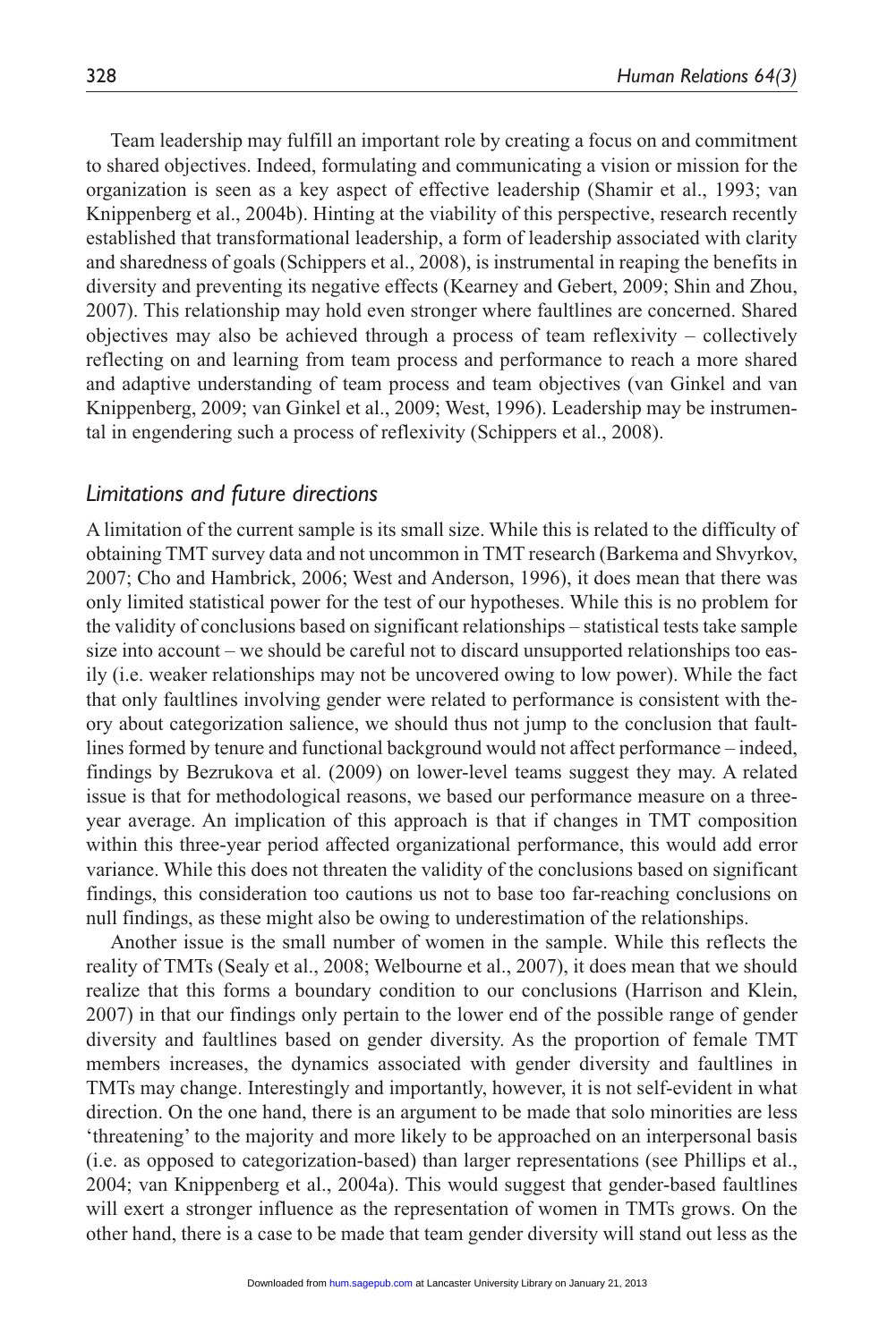Team leadership may fulfill an important role by creating a focus on and commitment to shared objectives. Indeed, formulating and communicating a vision or mission for the organization is seen as a key aspect of effective leadership (Shamir et al., 1993; van Knippenberg et al., 2004b). Hinting at the viability of this perspective, research recently established that transformational leadership, a form of leadership associated with clarity and sharedness of goals (Schippers et al., 2008), is instrumental in reaping the benefits in diversity and preventing its negative effects (Kearney and Gebert, 2009; Shin and Zhou, 2007). This relationship may hold even stronger where faultlines are concerned. Shared objectives may also be achieved through a process of team reflexivity – collectively reflecting on and learning from team process and performance to reach a more shared and adaptive understanding of team process and team objectives (van Ginkel and van Knippenberg, 2009; van Ginkel et al., 2009; West, 1996). Leadership may be instrumental in engendering such a process of reflexivity (Schippers et al., 2008).

## *Limitations and future directions*

A limitation of the current sample is its small size. While this is related to the difficulty of obtaining TMT survey data and not uncommon in TMT research (Barkema and Shvyrkov, 2007; Cho and Hambrick, 2006; West and Anderson, 1996), it does mean that there was only limited statistical power for the test of our hypotheses. While this is no problem for the validity of conclusions based on significant relationships – statistical tests take sample size into account – we should be careful not to discard unsupported relationships too easily (i.e. weaker relationships may not be uncovered owing to low power). While the fact that only faultlines involving gender were related to performance is consistent with theory about categorization salience, we should thus not jump to the conclusion that faultlines formed by tenure and functional background would not affect performance – indeed, findings by Bezrukova et al. (2009) on lower-level teams suggest they may. A related issue is that for methodological reasons, we based our performance measure on a three-year average. An implication of this approach is that if changes in TMT composition within this three-year period affected organizational performance, this would add error variance. While this does not threaten the validity of the conclusions based on significant findings, this consideration too cautions us not to base too far-reaching conclusions on null findings, as these might also be owing to underestimation of the relationships.

Another issue is the small number of women in the sample. While this reflects the reality of TMTs (Sealy et al., 2008; Welbourne et al., 2007), it does mean that we should realize that this forms a boundary condition to our conclusions (Harrison and Klein, 2007) in that our findings only pertain to the lower end of the possible range of gender diversity and faultlines based on gender diversity. As the proportion of female TMT members increases, the dynamics associated with gender diversity and faultlines in TMTs may change. Interestingly and importantly, however, it is not self-evident in what direction. On the one hand, there is an argument to be made that solo minorities are less 'threatening' to the majority and more likely to be approached on an interpersonal basis (i.e. as opposed to categorization-based) than larger representations (see Phillips et al., 2004; van Knippenberg et al., 2004a). This would suggest that gender-based faultlines will exert a stronger influence as the representation of women in TMTs grows. On the other hand, there is a case to be made that team gender diversity will stand out less as the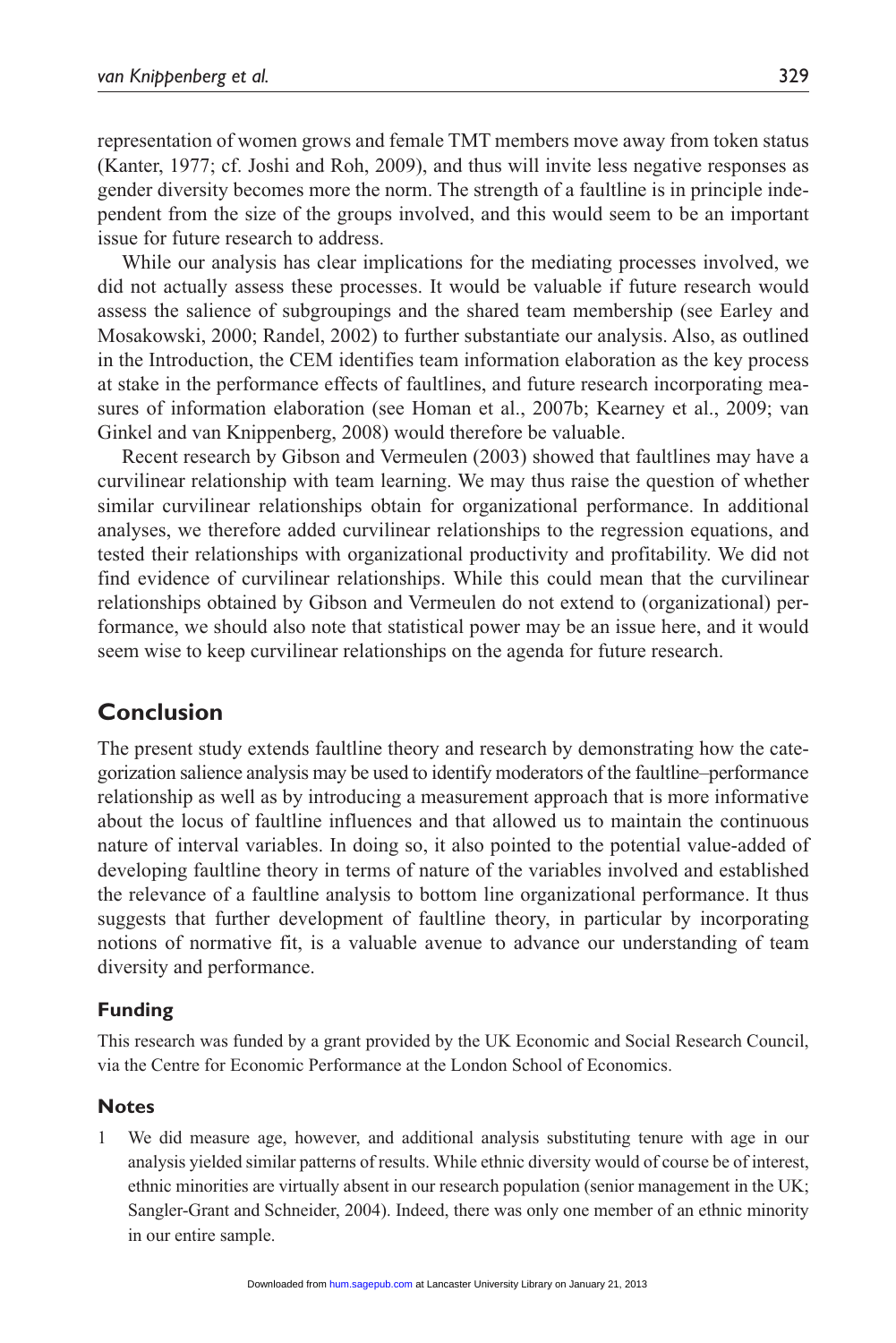representation of women grows and female TMT members move away from token status (Kanter, 1977; cf. Joshi and Roh, 2009), and thus will invite less negative responses as gender diversity becomes more the norm. The strength of a faultline is in principle independent from the size of the groups involved, and this would seem to be an important issue for future research to address.

While our analysis has clear implications for the mediating processes involved, we did not actually assess these processes. It would be valuable if future research would assess the salience of subgroupings and the shared team membership (see Earley and Mosakowski, 2000; Randel, 2002) to further substantiate our analysis. Also, as outlined in the Introduction, the CEM identifies team information elaboration as the key process at stake in the performance effects of faultlines, and future research incorporating measures of information elaboration (see Homan et al., 2007b; Kearney et al., 2009; van Ginkel and van Knippenberg, 2008) would therefore be valuable.

Recent research by Gibson and Vermeulen (2003) showed that faultlines may have a curvilinear relationship with team learning. We may thus raise the question of whether similar curvilinear relationships obtain for organizational performance. In additional analyses, we therefore added curvilinear relationships to the regression equations, and tested their relationships with organizational productivity and profitability. We did not find evidence of curvilinear relationships. While this could mean that the curvilinear relationships obtained by Gibson and Vermeulen do not extend to (organizational) performance, we should also note that statistical power may be an issue here, and it would seem wise to keep curvilinear relationships on the agenda for future research.

## Conclusion

The present study extends faultline theory and research by demonstrating how the categorization salience analysis may be used to identify moderators of the faultline–performance relationship as well as by introducing a measurement approach that is more informative about the locus of faultline influences and that allowed us to maintain the continuous nature of interval variables. In doing so, it also pointed to the potential value-added of developing faultline theory in terms of nature of the variables involved and established the relevance of a faultline analysis to bottom line organizational performance. It thus suggests that further development of faultline theory, in particular by incorporating notions of normative fit, is a valuable avenue to advance our understanding of team diversity and performance.

### Funding

This research was funded by a grant provided by the UK Economic and Social Research Council, via the Centre for Economic Performance at the London School of Economics.

### Notes

1 We did measure age, however, and additional analysis substituting tenure with age in our analysis yielded similar patterns of results. While ethnic diversity would of course be of interest, ethnic minorities are virtually absent in our research population (senior management in the UK; Sangler-Grant and Schneider, 2004). Indeed, there was only one member of an ethnic minority in our entire sample.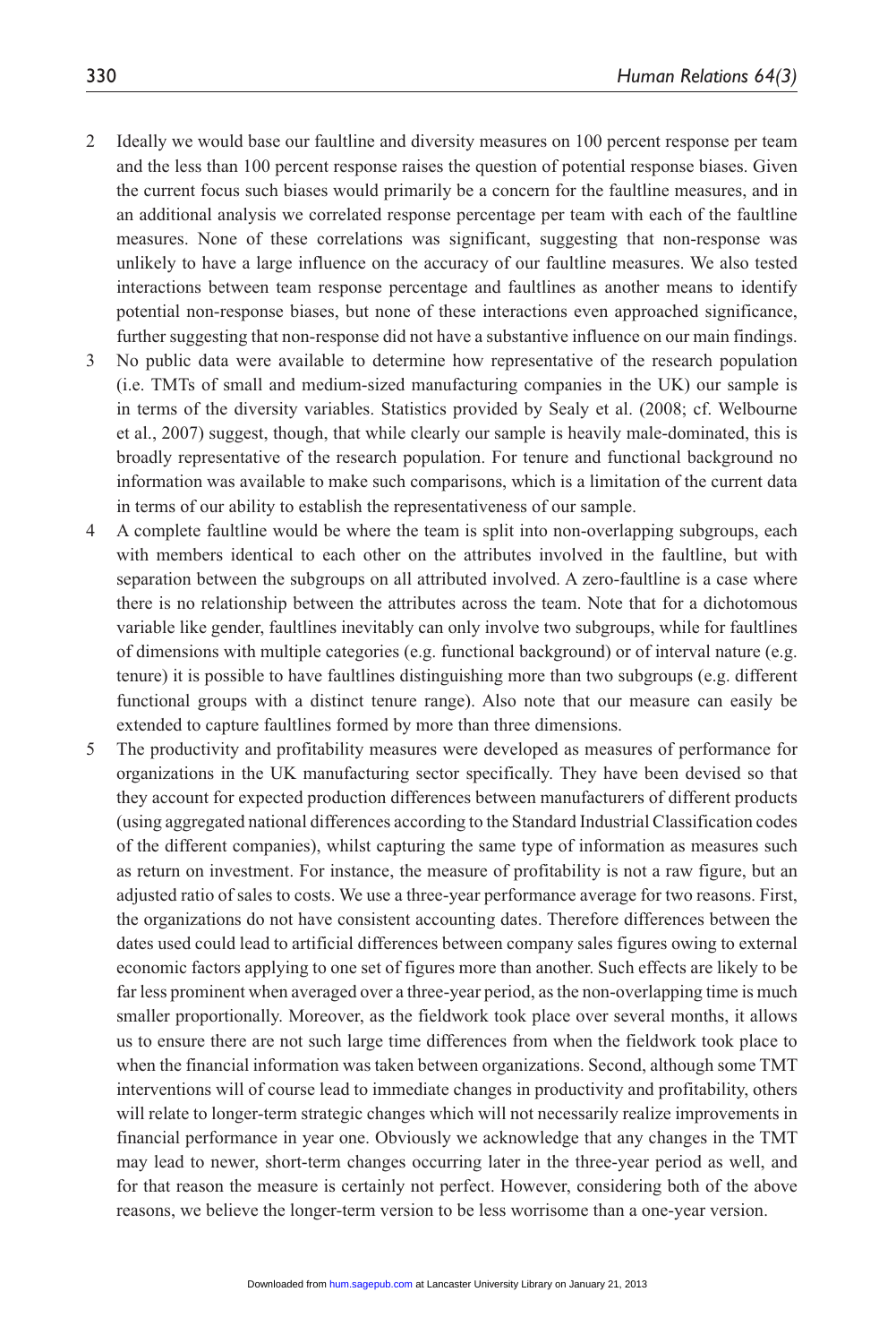2 Ideally we would base our faultline and diversity measures on 100 percent response per team and the less than 100 percent response raises the question of potential response biases. Given the current focus such biases would primarily be a concern for the faultline measures, and in an additional analysis we correlated response percentage per team with each of the faultline measures. None of these correlations was significant, suggesting that non-response was unlikely to have a large influence on the accuracy of our faultline measures. We also tested interactions between team response percentage and faultlines as another means to identify potential non-response biases, but none of these interactions even approached significance, further suggesting that non-response did not have a substantive influence on our main findings.

3 No public data were available to determine how representative of the research population (i.e. TMTs of small and medium-sized manufacturing companies in the UK) our sample is in terms of the diversity variables. Statistics provided by Sealy et al. (2008; cf. Welbourne et al., 2007) suggest, though, that while clearly our sample is heavily male-dominated, this is broadly representative of the research population. For tenure and functional background no information was available to make such comparisons, which is a limitation of the current data in terms of our ability to establish the representativeness of our sample.

4 A complete faultline would be where the team is split into non-overlapping subgroups, each with members identical to each other on the attributes involved in the faultline, but with separation between the subgroups on all attributed involved. A zero-faultline is a case where there is no relationship between the attributes across the team. Note that for a dichotomous variable like gender, faultlines inevitably can only involve two subgroups, while for faultlines of dimensions with multiple categories (e.g. functional background) or of interval nature (e.g. tenure) it is possible to have faultlines distinguishing more than two subgroups (e.g. different functional groups with a distinct tenure range). Also note that our measure can easily be extended to capture faultlines formed by more than three dimensions.

5 The productivity and profitability measures were developed as measures of performance for organizations in the UK manufacturing sector specifically. They have been devised so that they account for expected production differences between manufacturers of different products (using aggregated national differences according to the Standard Industrial Classification codes of the different companies), whilst capturing the same type of information as measures such as return on investment. For instance, the measure of profitability is not a raw figure, but an adjusted ratio of sales to costs. We use a three-year performance average for two reasons. First, the organizations do not have consistent accounting dates. Therefore differences between the dates used could lead to artificial differences between company sales figures owing to external economic factors applying to one set of figures more than another. Such effects are likely to be far less prominent when averaged over a three-year period, as the non-overlapping time is much smaller proportionally. Moreover, as the fieldwork took place over several months, it allows us to ensure there are not such large time differences from when the fieldwork took place to when the financial information was taken between organizations. Second, although some TMT interventions will of course lead to immediate changes in productivity and profitability, others will relate to longer-term strategic changes which will not necessarily realize improvements in financial performance in year one. Obviously we acknowledge that any changes in the TMT may lead to newer, short-term changes occurring later in the three-year period as well, and for that reason the measure is certainly not perfect. However, considering both of the above reasons, we believe the longer-term version to be less worrisome than a one-year version.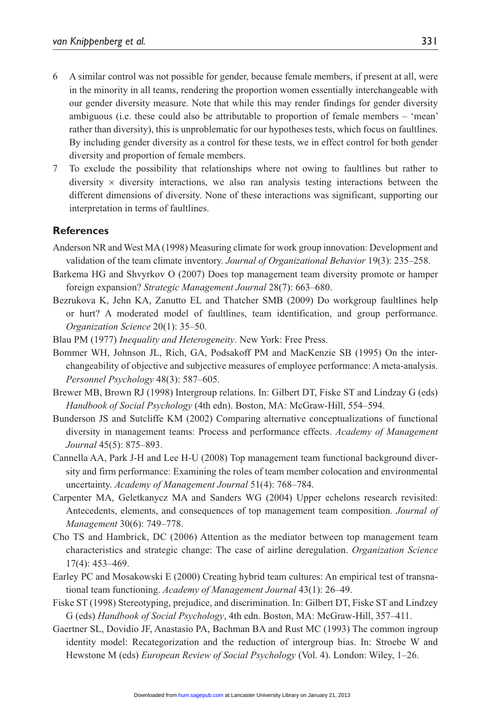6 A similar control was not possible for gender, because female members, if present at all, were in the minority in all teams, rendering the proportion women essentially interchangeable with our gender diversity measure. Note that while this may render findings for gender diversity ambiguous (i.e. these could also be attributable to proportion of female members – 'mean' rather than diversity), this is unproblematic for our hypotheses tests, which focus on faultlines. By including gender diversity as a control for these tests, we in effect control for both gender diversity and proportion of female members.

7 To exclude the possibility that relationships where not owing to faultlines but rather to diversity × diversity interactions, we also ran analysis testing interactions between the different dimensions of diversity. None of these interactions was significant, supporting our interpretation in terms of faultlines.

## References

Anderson NR and West MA (1998) Measuring climate for work group innovation: Development and validation of the team climate inventory. *Journal of Organizational Behavior* 19(3): 235–258.

Barkema HG and Shvyrkov O (2007) Does top management team diversity promote or hamper foreign expansion? *Strategic Management Journal* 28(7): 663–680.

Bezrukova K, Jehn KA, Zanutto EL and Thatcher SMB (2009) Do workgroup faultlines help or hurt? A moderated model of faultlines, team identification, and group performance. *Organization Science* 20(1): 35–50.

Blau PM (1977) *Inequality and Heterogeneity*. New York: Free Press.

Bommer WH, Johnson JL, Rich, GA, Podsakoff PM and MacKenzie SB (1995) On the interchangeability of objective and subjective measures of employee performance: A meta-analysis. *Personnel Psychology* 48(3): 587–605.

Brewer MB, Brown RJ (1998) Intergroup relations. In: Gilbert DT, Fiske ST and Lindzay G (eds) *Handbook of Social Psychology* (4th edn). Boston, MA: McGraw-Hill, 554–594.

Bunderson JS and Sutcliffe KM (2002) Comparing alternative conceptualizations of functional diversity in management teams: Process and performance effects. *Academy of Management Journal* 45(5): 875–893.

Cannella AA, Park J-H and Lee H-U (2008) Top management team functional background diversity and firm performance: Examining the roles of team member colocation and environmental uncertainty. *Academy of Management Journal* 51(4): 768–784.

Carpenter MA, Geletkanycz MA and Sanders WG (2004) Upper echelons research revisited: Antecedents, elements, and consequences of top management team composition. *Journal of Management* 30(6): 749–778.

Cho TS and Hambrick, DC (2006) Attention as the mediator between top management team characteristics and strategic change: The case of airline deregulation. *Organization Science* 17(4): 453–469.

Earley PC and Mosakowski E (2000) Creating hybrid team cultures: An empirical test of transnational team functioning. *Academy of Management Journal* 43(1): 26–49.

Fiske ST (1998) Stereotyping, prejudice, and discrimination. In: Gilbert DT, Fiske ST and Lindzey G (eds) *Handbook of Social Psychology*, 4th edn. Boston, MA: McGraw-Hill, 357–411.

Gaertner SL, Dovidio JF, Anastasio PA, Bachman BA and Rust MC (1993) The common ingroup identity model: Recategorization and the reduction of intergroup bias. In: Stroebe W and Hewstone M (eds) *European Review of Social Psychology* (Vol. 4). London: Wiley, 1–26.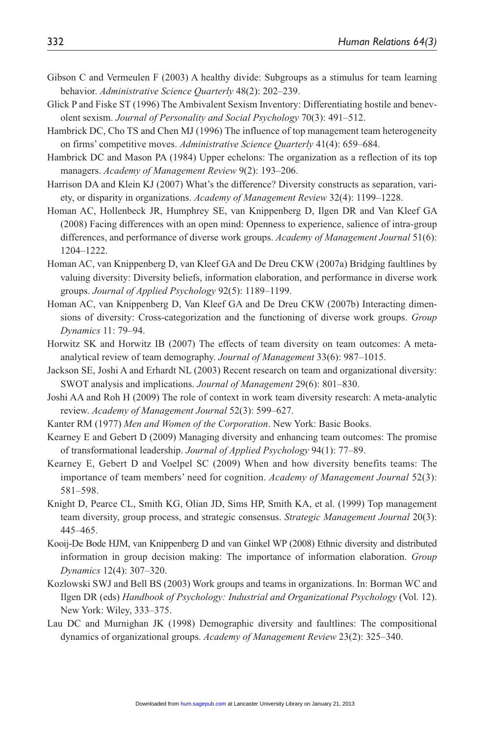Gibson C and Vermeulen F (2003) A healthy divide: Subgroups as a stimulus for team learning behavior. *Administrative Science Quarterly* 48(2): 202–239.

Glick P and Fiske ST (1996) The Ambivalent Sexism Inventory: Differentiating hostile and benevolent sexism. *Journal of Personality and Social Psychology* 70(3): 491–512.

Hambrick DC, Cho TS and Chen MJ (1996) The influence of top management team heterogeneity on firms' competitive moves. *Administrative Science Quarterly* 41(4): 659–684.

Hambrick DC and Mason PA (1984) Upper echelons: The organization as a reflection of its top managers. *Academy of Management Review* 9(2): 193–206.

Harrison DA and Klein KJ (2007) What's the difference? Diversity constructs as separation, variety, or disparity in organizations. *Academy of Management Review* 32(4): 1199–1228.

Homan AC, Hollenbeck JR, Humphrey SE, van Knippenberg D, Ilgen DR and Van Kleef GA (2008) Facing differences with an open mind: Openness to experience, salience of intra-group differences, and performance of diverse work groups. *Academy of Management Journal* 51(6): 1204–1222.

Homan AC, van Knippenberg D, van Kleef GA and De Dreu CKW (2007a) Bridging faultlines by valuing diversity: Diversity beliefs, information elaboration, and performance in diverse work groups. *Journal of Applied Psychology* 92(5): 1189–1199.

Homan AC, van Knippenberg D, Van Kleef GA and De Dreu CKW (2007b) Interacting dimensions of diversity: Cross-categorization and the functioning of diverse work groups. *Group Dynamics* 11: 79–94.

Horwitz SK and Horwitz IB (2007) The effects of team diversity on team outcomes: A meta-analytical review of team demography. *Journal of Management* 33(6): 987–1015.

Jackson SE, Joshi A and Erhardt NL (2003) Recent research on team and organizational diversity: SWOT analysis and implications. *Journal of Management* 29(6): 801–830.

Joshi AA and Roh H (2009) The role of context in work team diversity research: A meta-analytic review. *Academy of Management Journal* 52(3): 599–627.

Kanter RM (1977) *Men and Women of the Corporation*. New York: Basic Books.

Kearney E and Gebert D (2009) Managing diversity and enhancing team outcomes: The promise of transformational leadership. *Journal of Applied Psychology* 94(1): 77–89.

Kearney E, Gebert D and Voelpel SC (2009) When and how diversity benefits teams: The importance of team members' need for cognition. *Academy of Management Journal* 52(3): 581–598.

Knight D, Pearce CL, Smith KG, Olian JD, Sims HP, Smith KA, et al. (1999) Top management team diversity, group process, and strategic consensus. *Strategic Management Journal* 20(3): 445–465.

Kooij-De Bode HJM, van Knippenberg D and van Ginkel WP (2008) Ethnic diversity and distributed information in group decision making: The importance of information elaboration. *Group Dynamics* 12(4): 307–320.

Kozlowski SWJ and Bell BS (2003) Work groups and teams in organizations. In: Borman WC and Ilgen DR (eds) *Handbook of Psychology: Industrial and Organizational Psychology* (Vol. 12). New York: Wiley, 333–375.

Lau DC and Murnighan JK (1998) Demographic diversity and faultlines: The compositional dynamics of organizational groups. *Academy of Management Review* 23(2): 325–340.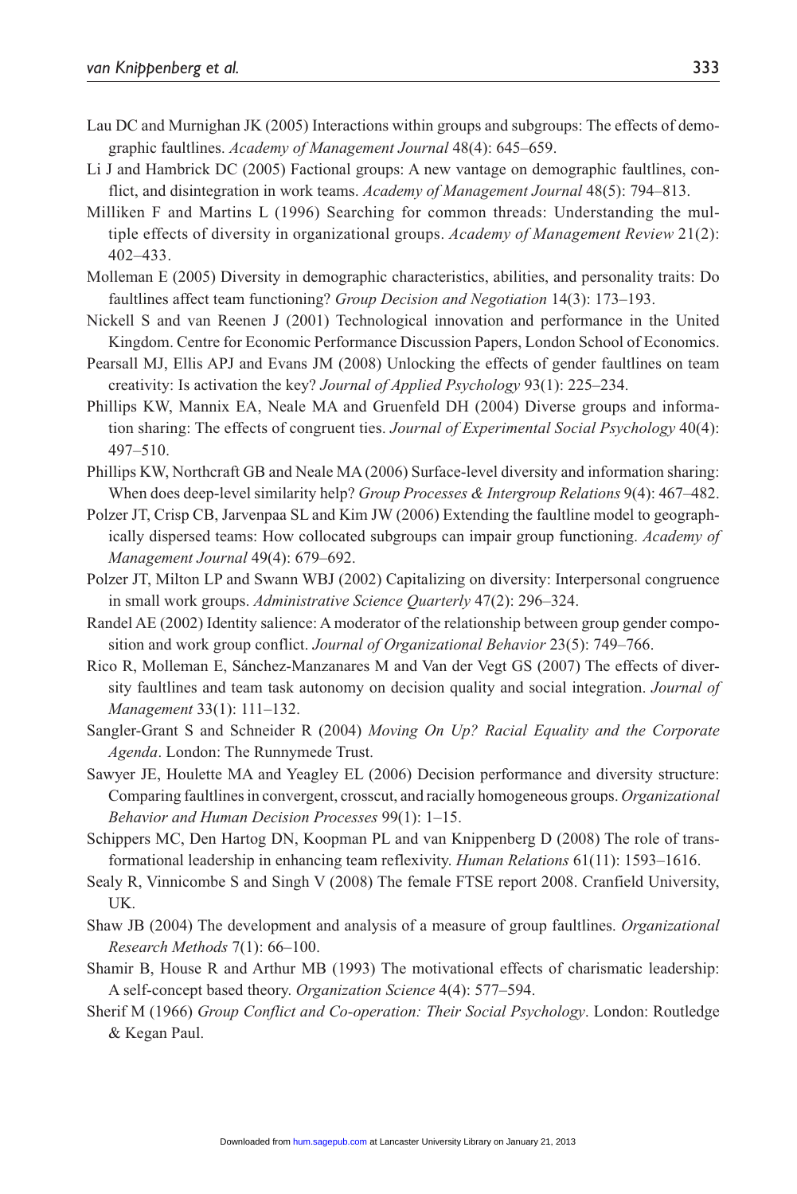Lau DC and Murnighan JK (2005) Interactions within groups and subgroups: The effects of demographic faultlines. *Academy of Management Journal* 48(4): 645–659.

Li J and Hambrick DC (2005) Factional groups: A new vantage on demographic faultlines, conflict, and disintegration in work teams. *Academy of Management Journal* 48(5): 794–813.

Milliken F and Martins L (1996) Searching for common threads: Understanding the multiple effects of diversity in organizational groups. *Academy of Management Review* 21(2): 402–433.

Molleman E (2005) Diversity in demographic characteristics, abilities, and personality traits: Do faultlines affect team functioning? *Group Decision and Negotiation* 14(3): 173–193.

Nickell S and van Reenen J (2001) Technological innovation and performance in the United Kingdom. Centre for Economic Performance Discussion Papers, London School of Economics.

Pearsall MJ, Ellis APJ and Evans JM (2008) Unlocking the effects of gender faultlines on team creativity: Is activation the key? *Journal of Applied Psychology* 93(1): 225–234.

Phillips KW, Mannix EA, Neale MA and Gruenfeld DH (2004) Diverse groups and information sharing: The effects of congruent ties. *Journal of Experimental Social Psychology* 40(4): 497–510.

Phillips KW, Northcraft GB and Neale MA (2006) Surface-level diversity and information sharing: When does deep-level similarity help? *Group Processes & Intergroup Relations* 9(4): 467–482.

Polzer JT, Crisp CB, Jarvenpaa SL and Kim JW (2006) Extending the faultline model to geographically dispersed teams: How collocated subgroups can impair group functioning. *Academy of Management Journal* 49(4): 679–692.

Polzer JT, Milton LP and Swann WBJ (2002) Capitalizing on diversity: Interpersonal congruence in small work groups. *Administrative Science Quarterly* 47(2): 296–324.

Randel AE (2002) Identity salience: A moderator of the relationship between group gender composition and work group conflict. *Journal of Organizational Behavior* 23(5): 749–766.

Rico R, Molleman E, Sánchez-Manzanares M and Van der Vegt GS (2007) The effects of diversity faultlines and team task autonomy on decision quality and social integration. *Journal of Management* 33(1): 111–132.

Sangler-Grant S and Schneider R (2004) *Moving On Up? Racial Equality and the Corporate Agenda*. London: The Runnymede Trust.

Sawyer JE, Houlette MA and Yeagley EL (2006) Decision performance and diversity structure: Comparing faultlines in convergent, crosscut, and racially homogeneous groups. *Organizational Behavior and Human Decision Processes* 99(1): 1–15.

Schippers MC, Den Hartog DN, Koopman PL and van Knippenberg D (2008) The role of transformational leadership in enhancing team reflexivity. *Human Relations* 61(11): 1593–1616.

Sealy R, Vinnicombe S and Singh V (2008) The female FTSE report 2008. Cranfield University, UK.

Shaw JB (2004) The development and analysis of a measure of group faultlines. *Organizational Research Methods* 7(1): 66–100.

Shamir B, House R and Arthur MB (1993) The motivational effects of charismatic leadership: A self-concept based theory. *Organization Science* 4(4): 577–594.

Sherif M (1966) *Group Conflict and Co-operation: Their Social Psychology*. London: Routledge & Kegan Paul.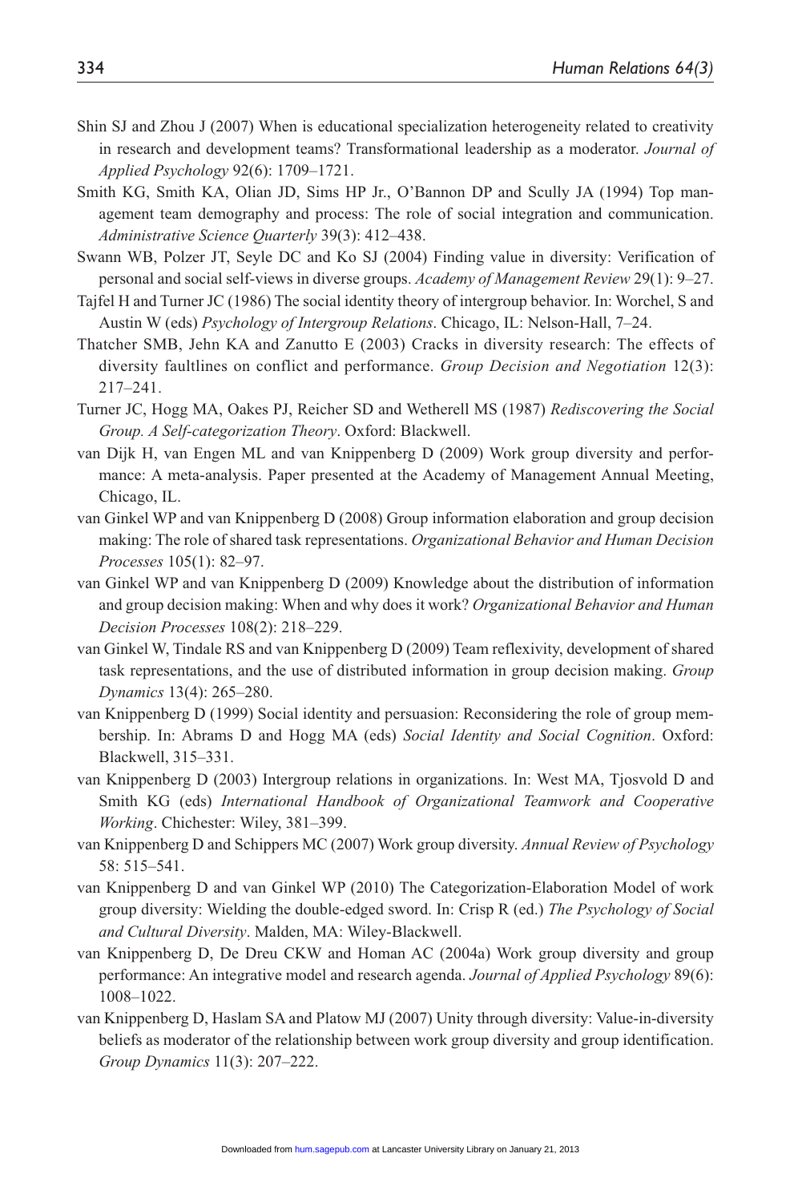Shin SJ and Zhou J (2007) When is educational specialization heterogeneity related to creativity in research and development teams? Transformational leadership as a moderator. *Journal of Applied Psychology* 92(6): 1709–1721.

Smith KG, Smith KA, Olian JD, Sims HP Jr., O'Bannon DP and Scully JA (1994) Top management team demography and process: The role of social integration and communication. *Administrative Science Quarterly* 39(3): 412–438.

Swann WB, Polzer JT, Seyle DC and Ko SJ (2004) Finding value in diversity: Verification of personal and social self-views in diverse groups. *Academy of Management Review* 29(1): 9–27.

Tajfel H and Turner JC (1986) The social identity theory of intergroup behavior. In: Worchel, S and Austin W (eds) *Psychology of Intergroup Relations*. Chicago, IL: Nelson-Hall, 7–24.

Thatcher SMB, Jehn KA and Zanutto E (2003) Cracks in diversity research: The effects of diversity faultlines on conflict and performance. *Group Decision and Negotiation* 12(3): 217–241.

Turner JC, Hogg MA, Oakes PJ, Reicher SD and Wetherell MS (1987) *Rediscovering the Social Group. A Self-categorization Theory*. Oxford: Blackwell.

van Dijk H, van Engen ML and van Knippenberg D (2009) Work group diversity and performance: A meta-analysis. Paper presented at the Academy of Management Annual Meeting, Chicago, IL.

van Ginkel WP and van Knippenberg D (2008) Group information elaboration and group decision making: The role of shared task representations. *Organizational Behavior and Human Decision Processes* 105(1): 82–97.

van Ginkel WP and van Knippenberg D (2009) Knowledge about the distribution of information and group decision making: When and why does it work? *Organizational Behavior and Human Decision Processes* 108(2): 218–229.

van Ginkel W, Tindale RS and van Knippenberg D (2009) Team reflexivity, development of shared task representations, and the use of distributed information in group decision making. *Group Dynamics* 13(4): 265–280.

van Knippenberg D (1999) Social identity and persuasion: Reconsidering the role of group membership. In: Abrams D and Hogg MA (eds) *Social Identity and Social Cognition*. Oxford: Blackwell, 315–331.

van Knippenberg D (2003) Intergroup relations in organizations. In: West MA, Tjosvold D and Smith KG (eds) *International Handbook of Organizational Teamwork and Cooperative Working*. Chichester: Wiley, 381–399.

van Knippenberg D and Schippers MC (2007) Work group diversity. *Annual Review of Psychology* 58: 515–541.

van Knippenberg D and van Ginkel WP (2010) The Categorization-Elaboration Model of work group diversity: Wielding the double-edged sword. In: Crisp R (ed.) *The Psychology of Social and Cultural Diversity*. Malden, MA: Wiley-Blackwell.

van Knippenberg D, De Dreu CKW and Homan AC (2004a) Work group diversity and group performance: An integrative model and research agenda. *Journal of Applied Psychology* 89(6): 1008–1022.

van Knippenberg D, Haslam SA and Platow MJ (2007) Unity through diversity: Value-in-diversity beliefs as moderator of the relationship between work group diversity and group identification. *Group Dynamics* 11(3): 207–222.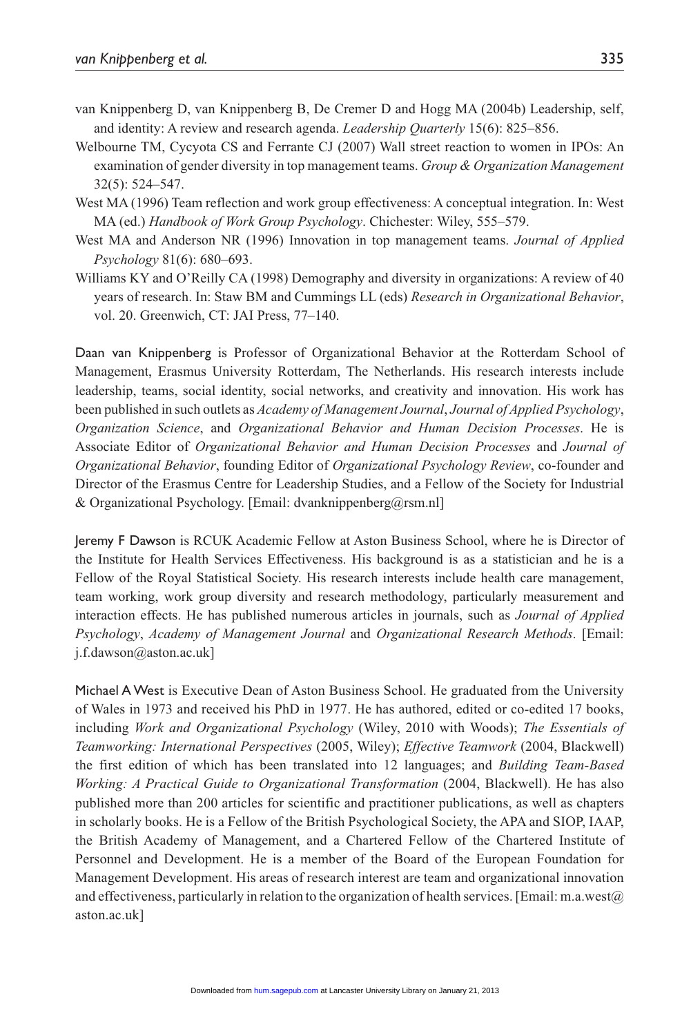van Knippenberg D, van Knippenberg B, De Cremer D and Hogg MA (2004b) Leadership, self, and identity: A review and research agenda. *Leadership Quarterly* 15(6): 825–856.

Welbourne TM, Cycyota CS and Ferrante CJ (2007) Wall street reaction to women in IPOs: An examination of gender diversity in top management teams. *Group & Organization Management* 32(5): 524–547.

West MA (1996) Team reflection and work group effectiveness: A conceptual integration. In: West MA (ed.) *Handbook of Work Group Psychology*. Chichester: Wiley, 555–579.

West MA and Anderson NR (1996) Innovation in top management teams. *Journal of Applied Psychology* 81(6): 680–693.

Williams KY and O'Reilly CA (1998) Demography and diversity in organizations: A review of 40 years of research. In: Staw BM and Cummings LL (eds) *Research in Organizational Behavior*, vol. 20. Greenwich, CT: JAI Press, 77–140.

Daan van Knippenberg is Professor of Organizational Behavior at the Rotterdam School of Management, Erasmus University Rotterdam, The Netherlands. His research interests include leadership, teams, social identity, social networks, and creativity and innovation. His work has been published in such outlets as *Academy of Management Journal*, *Journal of Applied Psychology*, *Organization Science*, and *Organizational Behavior and Human Decision Processes*. He is Associate Editor of *Organizational Behavior and Human Decision Processes* and *Journal of Organizational Behavior*, founding Editor of *Organizational Psychology Review*, co-founder and Director of the Erasmus Centre for Leadership Studies, and a Fellow of the Society for Industrial & Organizational Psychology. [Email: dvanknippenberg@rsm.nl]

Jeremy F Dawson is RCUK Academic Fellow at Aston Business School, where he is Director of the Institute for Health Services Effectiveness. His background is as a statistician and he is a Fellow of the Royal Statistical Society. His research interests include health care management, team working, work group diversity and research methodology, particularly measurement and interaction effects. He has published numerous articles in journals, such as *Journal of Applied Psychology*, *Academy of Management Journal* and *Organizational Research Methods*. [Email: j.f.dawson@aston.ac.uk]

Michael A West is Executive Dean of Aston Business School. He graduated from the University of Wales in 1973 and received his PhD in 1977. He has authored, edited or co-edited 17 books, including *Work and Organizational Psychology* (Wiley, 2010 with Woods); *The Essentials of Teamworking: International Perspectives* (2005, Wiley); *Effective Teamwork* (2004, Blackwell) the first edition of which has been translated into 12 languages; and *Building Team-Based Working: A Practical Guide to Organizational Transformation* (2004, Blackwell). He has also published more than 200 articles for scientific and practitioner publications, as well as chapters in scholarly books. He is a Fellow of the British Psychological Society, the APA and SIOP, IAAP, the British Academy of Management, and a Chartered Fellow of the Chartered Institute of Personnel and Development. He is a member of the Board of the European Foundation for Management Development. His areas of research interest are team and organizational innovation and effectiveness, particularly in relation to the organization of health services. [Email: m.a.west@aston.ac.uk]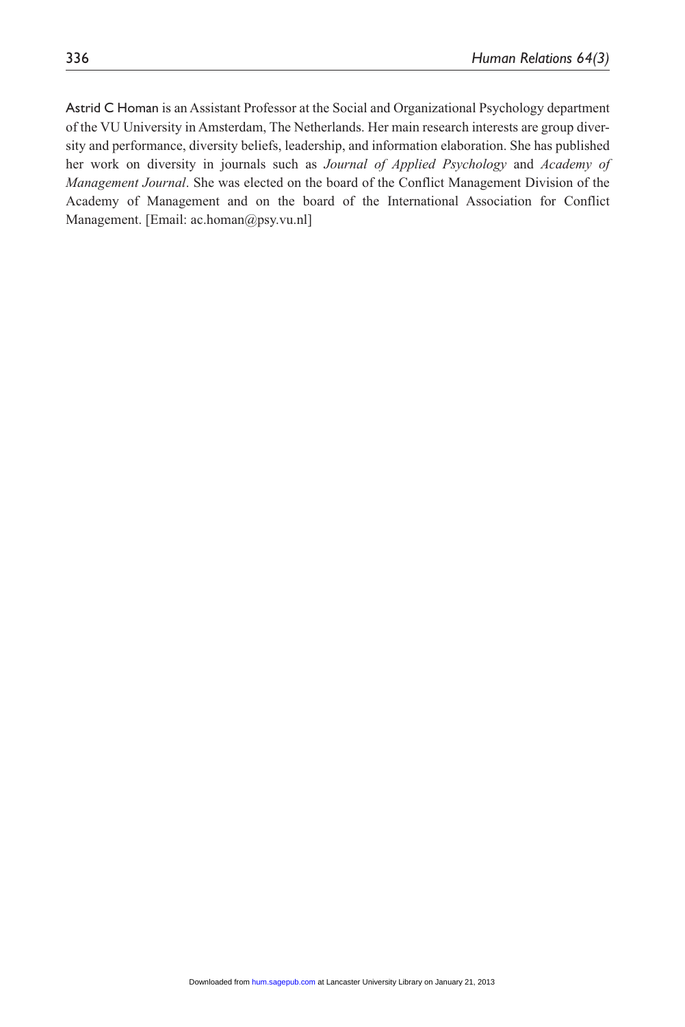**Astrid C Homan** is an Assistant Professor at the Social and Organizational Psychology department of the VU University in Amsterdam, The Netherlands. Her main research interests are group diversity and performance, diversity beliefs, leadership, and information elaboration. She has published her work on diversity in journals such as *Journal of Applied Psychology* and *Academy of Management Journal*. She was elected on the board of the Conflict Management Division of the Academy of Management and on the board of the International Association for Conflict Management. [Email: ac.homan@psy.vu.nl]